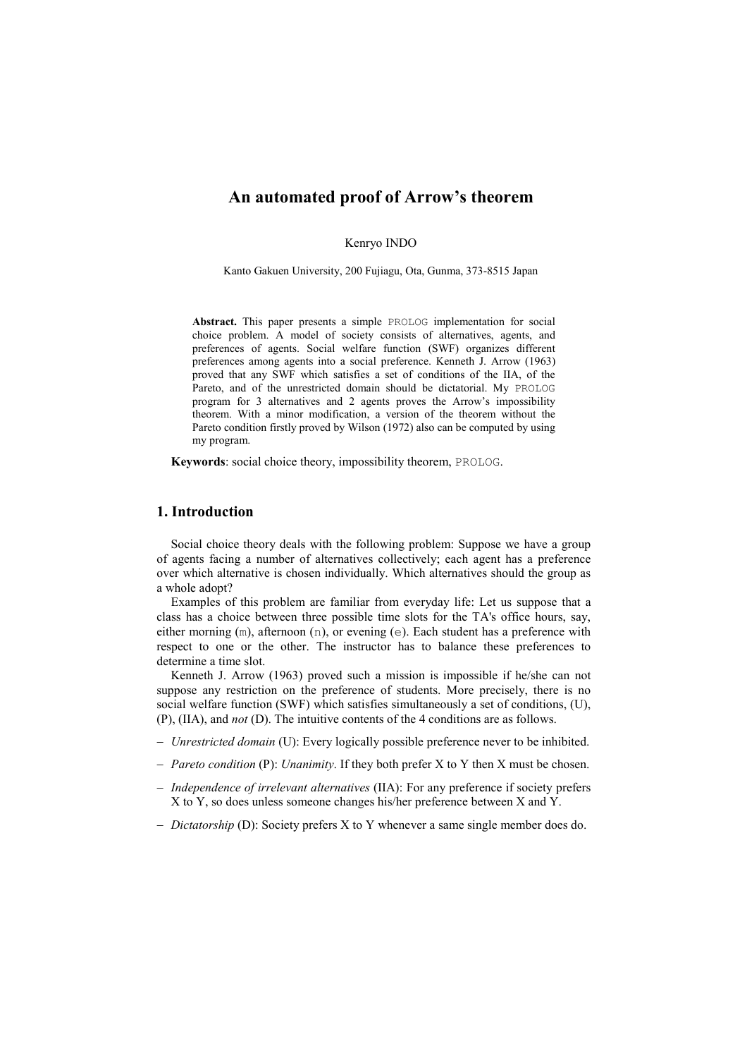# An automated proof of Arrow's theorem

Kenryo INDO

Kanto Gakuen University, 200 Fujiagu, Ota, Gunma, 373-8515 Japan

**Abstract.** This paper presents a simple `PROLOG` implementation for social choice problem. A model of society consists of alternatives, agents, and preferences of agents. Social welfare function (SWF) organizes different preferences among agents into a social preference. Kenneth J. Arrow (1963) proved that any SWF which satisfies a set of conditions of the IIA, of the Pareto, and of the unrestricted domain should be dictatorial. My `PROLOG` program for 3 alternatives and 2 agents proves the Arrow's impossibility theorem. With a minor modification, a version of the theorem without the Pareto condition firstly proved by Wilson (1972) also can be computed by using my program.

**Keywords**: social choice theory, impossibility theorem, `PROLOG`.

## 1. Introduction

Social choice theory deals with the following problem: Suppose we have a group of agents facing a number of alternatives collectively; each agent has a preference over which alternative is chosen individually. Which alternatives should the group as a whole adopt?

Examples of this problem are familiar from everyday life: Let us suppose that a class has a choice between three possible time slots for the TA's office hours, say, either morning (`m`), afternoon (`n`), or evening (`e`). Each student has a preference with respect to one or the other. The instructor has to balance these preferences to determine a time slot.

Kenneth J. Arrow (1963) proved such a mission is impossible if he/she can not suppose any restriction on the preference of students. More precisely, there is no social welfare function (SWF) which satisfies simultaneously a set of conditions, (U), (P), (IIA), and *not* (D). The intuitive contents of the 4 conditions are as follows.

- *Unrestricted domain* (U): Every logically possible preference never to be inhibited.
- *Pareto condition* (P): *Unanimity*. If they both prefer X to Y then X must be chosen.
- *Independence of irrelevant alternatives* (IIA): For any preference if society prefers X to Y, so does unless someone changes his/her preference between X and Y.
- *Dictatorship* (D): Society prefers X to Y whenever a same single member does do.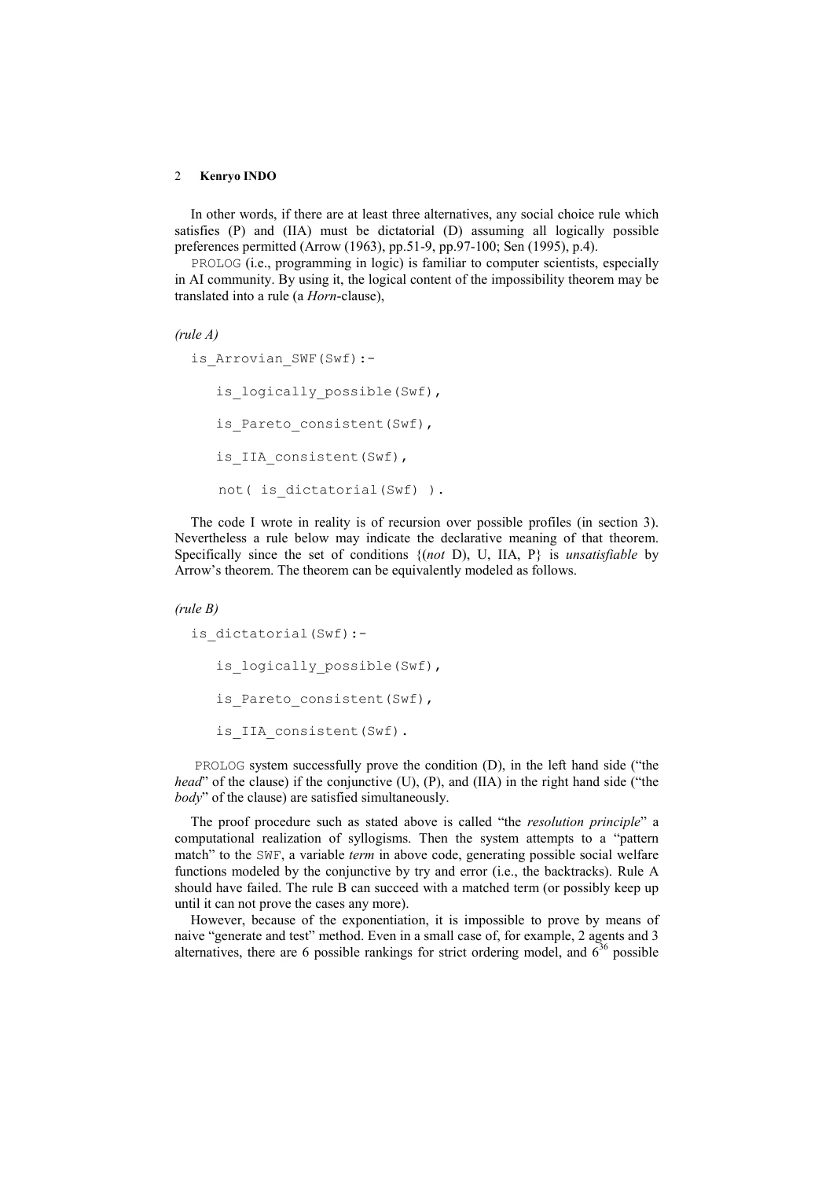In other words, if there are at least three alternatives, any social choice rule which satisfies (P) and (IIA) must be dictatorial (D) assuming all logically possible preferences permitted (Arrow (1963), pp.51-9, pp.97-100; Sen (1995), p.4).

PROLOG (i.e., programming in logic) is familiar to computer scientists, especially in AI community. By using it, the logical content of the impossibility theorem may be translated into a rule (a *Horn*-clause),

*(rule A)*

```
is_Arrovian_SWF(Swf):-
    is_logically_possible(Swf),
    is_Pareto_consistent(Swf),
    is_IIA_consistent(Swf),
    not( is_dictatorial(Swf) ).
```

The code I wrote in reality is of recursion over possible profiles (in section 3). Nevertheless a rule below may indicate the declarative meaning of that theorem. Specifically since the set of conditions {(*not* D), U, IIA, P} is *unsatisfiable* by Arrow's theorem. The theorem can be equivalently modeled as follows.

*(rule B)*

```
is_dictatorial(Swf):-
    is_logically_possible(Swf),
    is_Pareto_consistent(Swf),
    is_IIA_consistent(Swf).
```

PROLOG system successfully prove the condition (D), in the left hand side ("the *head*" of the clause) if the conjunctive (U), (P), and (IIA) in the right hand side ("the *body*" of the clause) are satisfied simultaneously.

The proof procedure such as stated above is called "the *resolution principle*" a computational realization of syllogisms. Then the system attempts to a "pattern match" to the SWF, a variable *term* in above code, generating possible social welfare functions modeled by the conjunctive by try and error (i.e., the backtracks). Rule A should have failed. The rule B can succeed with a matched term (or possibly keep up until it can not prove the cases any more).

However, because of the exponentiation, it is impossible to prove by means of naive "generate and test" method. Even in a small case of, for example, 2 agents and 3 alternatives, there are 6 possible rankings for strict ordering model, and $6^{36}$ possible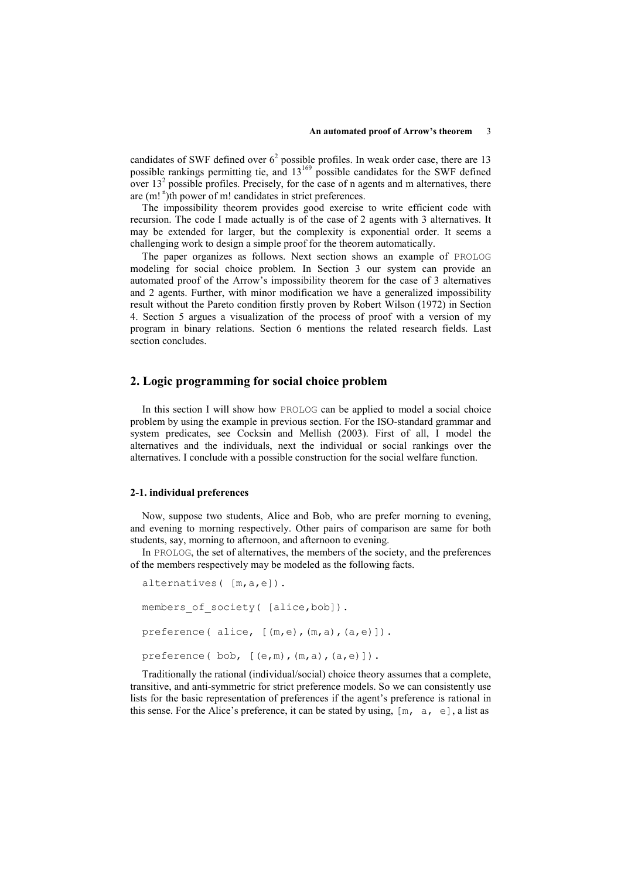candidates of SWF defined over $6^2$ possible profiles. In weak order case, there are 13 possible rankings permitting tie, and $13^{169}$ possible candidates for the SWF defined over $13^2$ possible profiles. Precisely, for the case of n agents and m alternatives, there are $(m!^n)$th power of m! candidates in strict preferences.

The impossibility theorem provides good exercise to write efficient code with recursion. The code I made actually is of the case of 2 agents with 3 alternatives. It may be extended for larger, but the complexity is exponential order. It seems a challenging work to design a simple proof for the theorem automatically.

The paper organizes as follows. Next section shows an example of PROLOG modeling for social choice problem. In Section 3 our system can provide an automated proof of the Arrow's impossibility theorem for the case of 3 alternatives and 2 agents. Further, with minor modification we have a generalized impossibility result without the Pareto condition firstly proven by Robert Wilson (1972) in Section 4. Section 5 argues a visualization of the process of proof with a version of my program in binary relations. Section 6 mentions the related research fields. Last section concludes.

## 2. Logic programming for social choice problem

In this section I will show how PROLOG can be applied to model a social choice problem by using the example in previous section. For the ISO-standard grammar and system predicates, see Cocksin and Mellish (2003). First of all, I model the alternatives and the individuals, next the individual or social rankings over the alternatives. I conclude with a possible construction for the social welfare function.

### 2-1. individual preferences

Now, suppose two students, Alice and Bob, who are prefer morning to evening, and evening to morning respectively. Other pairs of comparison are same for both students, say, morning to afternoon, and afternoon to evening.

In PROLOG, the set of alternatives, the members of the society, and the preferences of the members respectively may be modeled as the following facts.

```
alternatives( [m,a,e]).

members_of_society( [alice,bob]).

preference( alice, [(m,e),(m,a),(a,e)]).

preference( bob, [(e,m),(m,a),(a,e)]).
```

Traditionally the rational (individual/social) choice theory assumes that a complete, transitive, and anti-symmetric for strict preference models. So we can consistently use lists for the basic representation of preferences if the agent's preference is rational in this sense. For the Alice's preference, it can be stated by using, `[m, a, e]`, a list as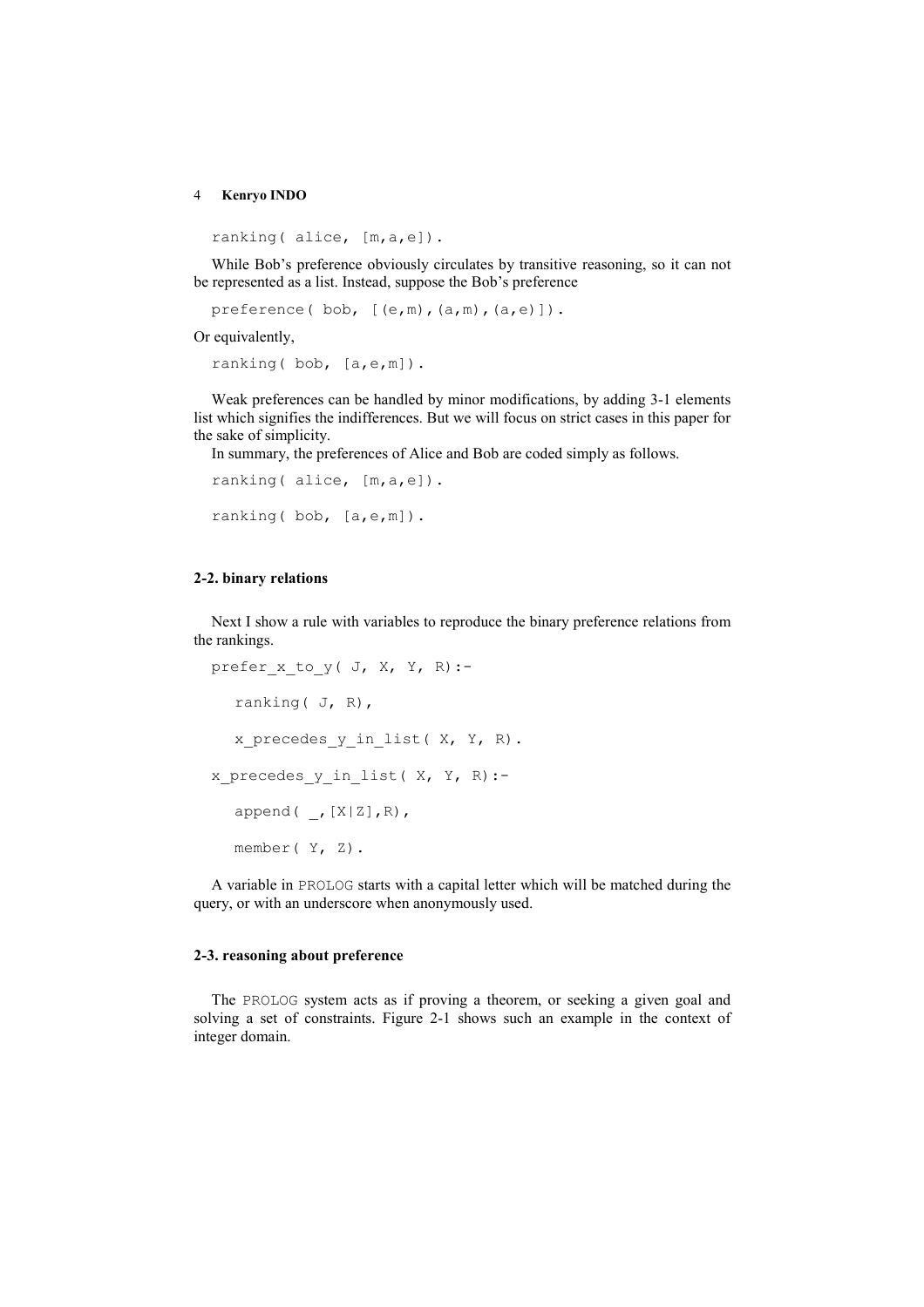```
ranking( alice, [m,a,e]).
```

While Bob's preference obviously circulates by transitive reasoning, so it can not be represented as a list. Instead, suppose the Bob's preference

```
preference( bob, [(e,m),(a,m),(a,e)]).
```

Or equivalently,

```
ranking( bob, [a,e,m]).
```

Weak preferences can be handled by minor modifications, by adding 3-1 elements list which signifies the indifferences. But we will focus on strict cases in this paper for the sake of simplicity.

In summary, the preferences of Alice and Bob are coded simply as follows.

```
ranking( alice, [m,a,e]).

ranking( bob, [a,e,m]).
```

### 2-2. binary relations

Next I show a rule with variables to reproduce the binary preference relations from the rankings.

```
prefer_x_to_y( J, X, Y, R):-
   ranking( J, R),
   x_precedes_y_in_list( X, Y, R).
x_precedes_y_in_list( X, Y, R):-
   append( _,[X|Z],R),
   member( Y, Z).
```

A variable in PROLOG starts with a capital letter which will be matched during the query, or with an underscore when anonymously used.

### 2-3. reasoning about preference

The PROLOG system acts as if proving a theorem, or seeking a given goal and solving a set of constraints. Figure 2-1 shows such an example in the context of integer domain.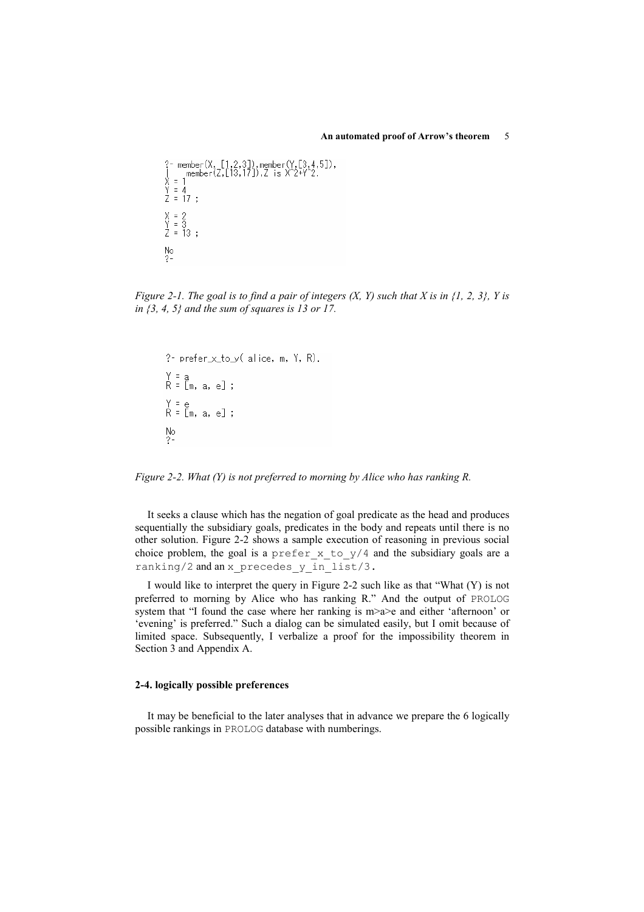```
?- member(X, [1,2,3]),member(Y,[3,4,5]),
|    member(Z,[13,17]),Z is X^2+Y^2.
X = 1
Y = 4
Z = 17 ;

X = 2
Y = 3
Z = 13 ;

No
?-
```

*Figure 2-1. The goal is to find a pair of integers (X, Y) such that X is in {1, 2, 3}, Y is in {3, 4, 5} and the sum of squares is 13 or 17.*

```
?- prefer_x_to_y( alice, m, Y, R).

Y = a
R = [m, a, e] ;

Y = e
R = [m, a, e] ;

No
?-
```

*Figure 2-2. What (Y) is not preferred to morning by Alice who has ranking R.*

It seeks a clause which has the negation of goal predicate as the head and produces sequentially the subsidiary goals, predicates in the body and repeats until there is no other solution. Figure 2-2 shows a sample execution of reasoning in previous social choice problem, the goal is a `prefer_x_to_y/4` and the subsidiary goals are a `ranking/2` and an `x_precedes_y_in_list/3`.

I would like to interpret the query in Figure 2-2 such like as that "What (Y) is not preferred to morning by Alice who has ranking R." And the output of PROLOG system that "I found the case where her ranking is m>a>e and either 'afternoon' or 'evening' is preferred." Such a dialog can be simulated easily, but I omit because of limited space. Subsequently, I verbalize a proof for the impossibility theorem in Section 3 and Appendix A.

### 2-4. logically possible preferences

It may be beneficial to the later analyses that in advance we prepare the 6 logically possible rankings in PROLOG database with numberings.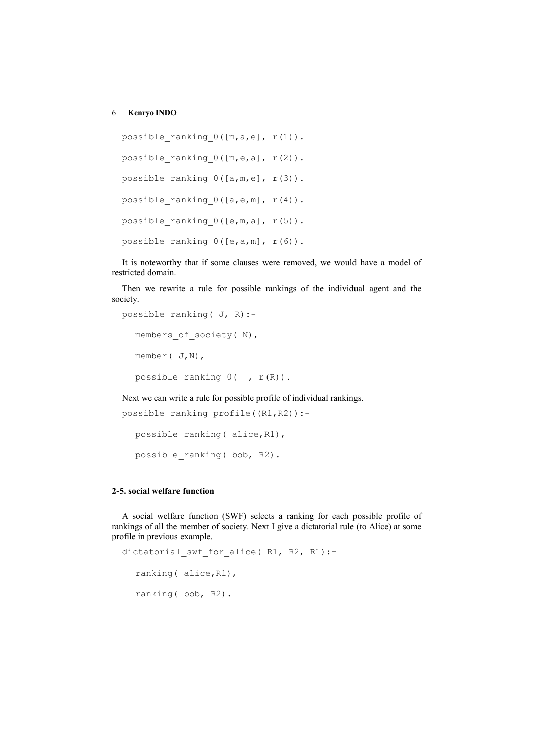```
possible_ranking_0([m,a,e], r(1)).

possible_ranking_0([m,e,a], r(2)).

possible_ranking_0([a,m,e], r(3)).

possible_ranking_0([a,e,m], r(4)).

possible_ranking_0([e,m,a], r(5)).

possible_ranking_0([e,a,m], r(6)).
```

It is noteworthy that if some clauses were removed, we would have a model of restricted domain.

Then we rewrite a rule for possible rankings of the individual agent and the society.

```
possible_ranking( J, R):-

   members_of_society( N),

   member( J,N),

   possible_ranking_0( _, r(R)).
```

Next we can write a rule for possible profile of individual rankings.

```
possible_ranking_profile((R1,R2)):-

   possible_ranking( alice,R1),

   possible_ranking( bob, R2).
```

### 2-5. social welfare function

A social welfare function (SWF) selects a ranking for each possible profile of rankings of all the member of society. Next I give a dictatorial rule (to Alice) at some profile in previous example.

```
dictatorial_swf_for_alice( R1, R2, R1):-

   ranking( alice,R1),

   ranking( bob, R2).
```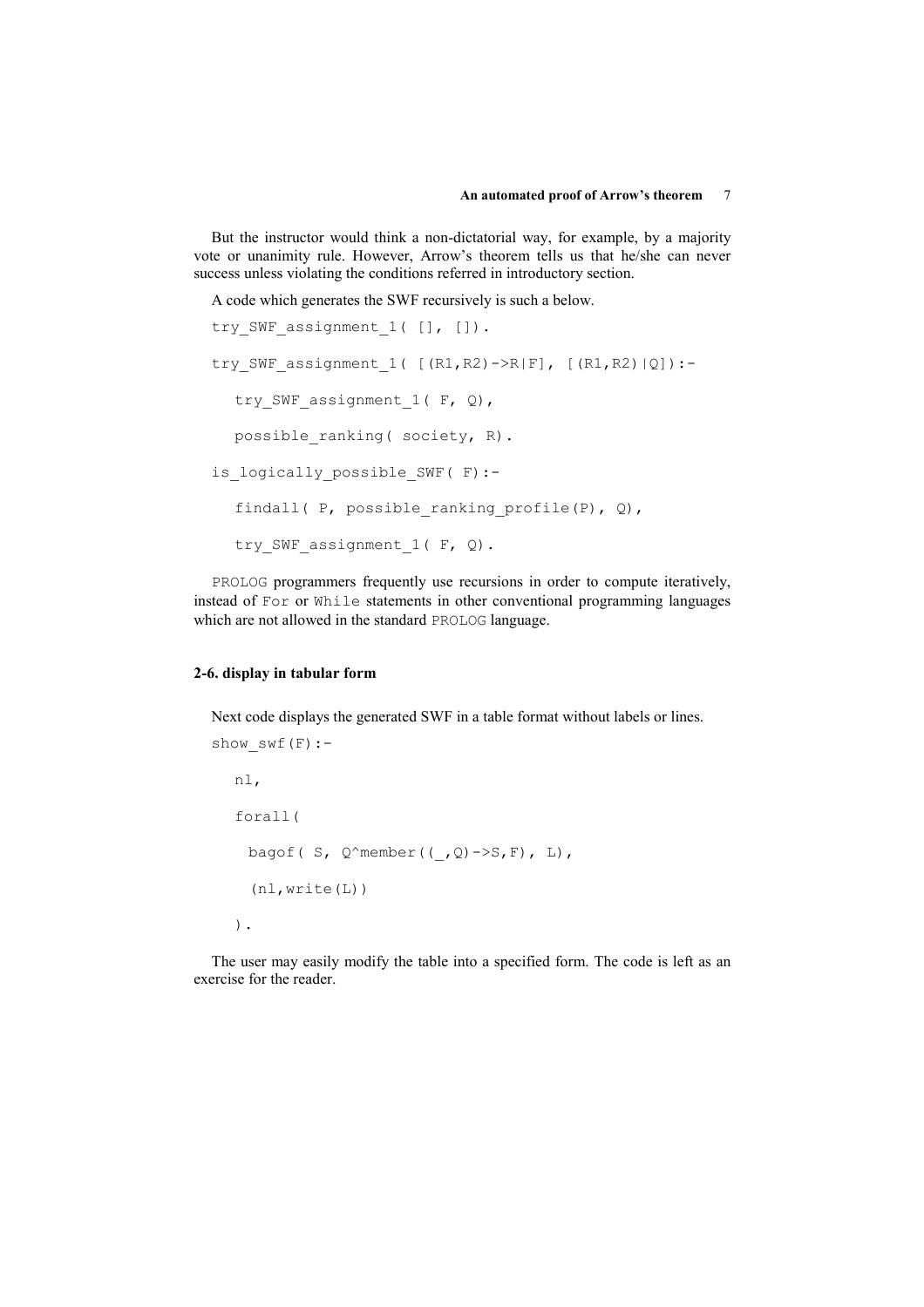But the instructor would think a non-dictatorial way, for example, by a majority vote or unanimity rule. However, Arrow's theorem tells us that he/she can never success unless violating the conditions referred in introductory section.

A code which generates the SWF recursively is such a below.

```
try_SWF_assignment_1( [], []).

try_SWF_assignment_1( [(R1,R2)->R|F], [(R1,R2)|Q]):-

   try_SWF_assignment_1( F, Q),

   possible_ranking( society, R).

is_logically_possible_SWF( F):-

   findall( P, possible_ranking_profile(P), Q),

   try_SWF_assignment_1( F, Q).
```

PROLOG programmers frequently use recursions in order to compute iteratively, instead of For or While statements in other conventional programming languages which are not allowed in the standard PROLOG language.

### 2-6. display in tabular form

Next code displays the generated SWF in a table format without labels or lines.

```
show_swf(F):-

   nl,

   forall(

     bagof( S, Q^member((_,Q)->S,F), L),

     (nl,write(L))

   ).
```

The user may easily modify the table into a specified form. The code is left as an exercise for the reader.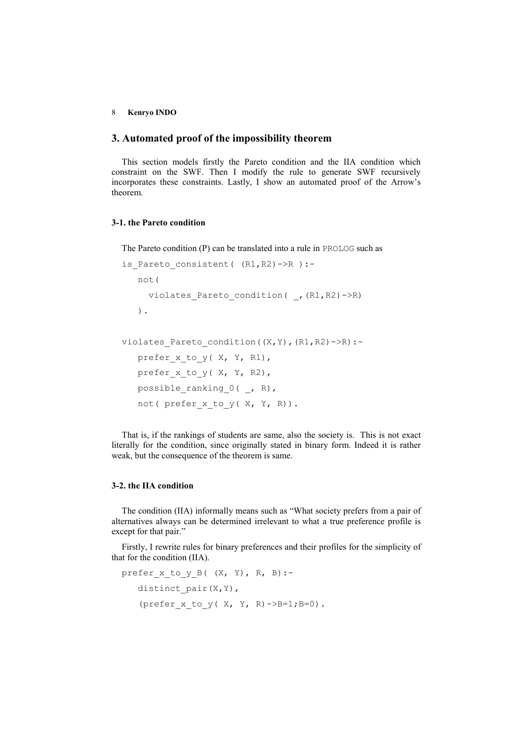## 3. Automated proof of the impossibility theorem

This section models firstly the Pareto condition and the IIA condition which constraint on the SWF. Then I modify the rule to generate SWF recursively incorporates these constraints. Lastly, I show an automated proof of the Arrow's theorem.

### 3-1. the Pareto condition

The Pareto condition (P) can be translated into a rule in PROLOG such as

```
is_Pareto_consistent( (R1,R2)->R ):-
   not(
     violates_Pareto_condition( _,(R1,R2)->R)
   ).

violates_Pareto_condition((X,Y),(R1,R2)->R):-
   prefer_x_to_y( X, Y, R1),
   prefer_x_to_y( X, Y, R2),
   possible_ranking_0( _, R),
   not( prefer_x_to_y( X, Y, R)).
```

That is, if the rankings of students are same, also the society is. This is not exact literally for the condition, since originally stated in binary form. Indeed it is rather weak, but the consequence of the theorem is same.

### 3-2. the IIA condition

The condition (IIA) informally means such as "What society prefers from a pair of alternatives always can be determined irrelevant to what a true preference profile is except for that pair."

Firstly, I rewrite rules for binary preferences and their profiles for the simplicity of that for the condition (IIA).

```
prefer_x_to_y_B( (X, Y), R, B):-
   distinct_pair(X,Y),
   (prefer_x_to_y( X, Y, R)->B=1;B=0).
```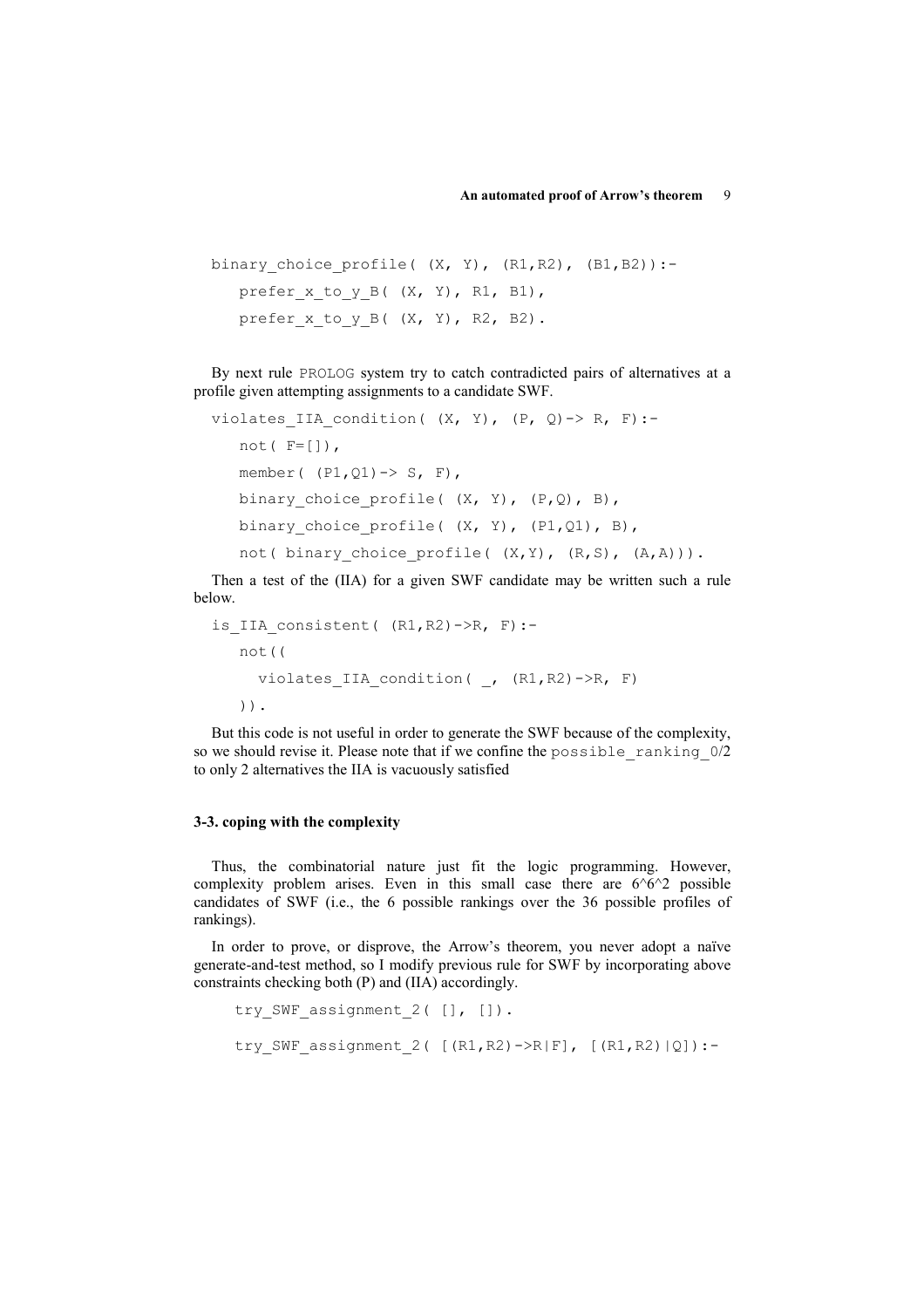```
binary_choice_profile( (X, Y), (R1,R2), (B1,B2)):-
   prefer_x_to_y_B( (X, Y), R1, B1),
   prefer_x_to_y_B( (X, Y), R2, B2).
```

By next rule PROLOG system try to catch contradicted pairs of alternatives at a profile given attempting assignments to a candidate SWF.

```
violates_IIA_condition( (X, Y), (P, Q)-> R, F):-
   not( F=[]),
   member( (P1,Q1)-> S, F),
   binary_choice_profile( (X, Y), (P,Q), B),
   binary_choice_profile( (X, Y), (P1,Q1), B),
   not( binary_choice_profile( (X,Y), (R,S), (A,A))).
```

Then a test of the (IIA) for a given SWF candidate may be written such a rule below.

```
is_IIA_consistent( (R1,R2)->R, F):-
   not((
     violates_IIA_condition( _, (R1,R2)->R, F)
   )).
```

But this code is not useful in order to generate the SWF because of the complexity, so we should revise it. Please note that if we confine the `possible_ranking_0/2` to only 2 alternatives the IIA is vacuously satisfied

### 3-3. coping with the complexity

Thus, the combinatorial nature just fit the logic programming. However, complexity problem arises. Even in this small case there are 6^6^2 possible candidates of SWF (i.e., the 6 possible rankings over the 36 possible profiles of rankings).

In order to prove, or disprove, the Arrow's theorem, you never adopt a naïve generate-and-test method, so I modify previous rule for SWF by incorporating above constraints checking both (P) and (IIA) accordingly.

```
try_SWF_assignment_2( [], []).
try_SWF_assignment_2( [(R1,R2)->R|F], [(R1,R2)|Q]):-
```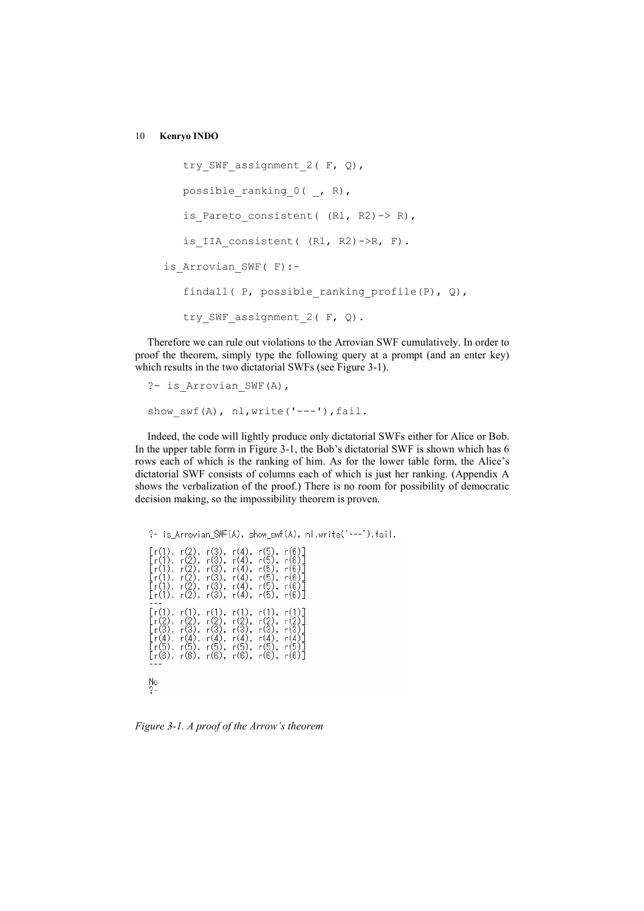```
    try_SWF_assignment_2( F, Q),
    possible_ranking_0( _, R),
    is_Pareto_consistent( (R1, R2)-> R),
    is_IIA_consistent( (R1, R2)->R, F).
is_Arrovian_SWF( F):-
    findall( P, possible_ranking_profile(P), Q),
    try_SWF_assignment_2( F, Q).
```

Therefore we can rule out violations to the Arrovian SWF cumulatively. In order to proof the theorem, simply type the following query at a prompt (and an enter key) which results in the two dictatorial SWFs (see Figure 3-1).

```
?- is_Arrovian_SWF(A),
show_swf(A), nl,write('---'),fail.
```

Indeed, the code will lightly produce only dictatorial SWFs either for Alice or Bob. In the upper table form in Figure 3-1, the Bob's dictatorial SWF is shown which has 6 rows each of which is the ranking of him. As for the lower table form, the Alice's dictatorial SWF consists of columns each of which is just her ranking. (Appendix A shows the verbalization of the proof.) There is no room for possibility of democratic decision making, so the impossibility theorem is proven.

```
?- is_Arrovian_SWF(A), show_swf(A), nl,write('---'),fail.

[r(1), r(2), r(3), r(4), r(5), r(6)]
[r(1), r(2), r(3), r(4), r(5), r(6)]
[r(1), r(2), r(3), r(4), r(5), r(6)]
[r(1), r(2), r(3), r(4), r(5), r(6)]
[r(1), r(2), r(3), r(4), r(5), r(6)]
[r(1), r(2), r(3), r(4), r(5), r(6)]
---
[r(1), r(1), r(1), r(1), r(1), r(1)]
[r(2), r(2), r(2), r(2), r(2), r(2)]
[r(3), r(3), r(3), r(3), r(3), r(3)]
[r(4), r(4), r(4), r(4), r(4), r(4)]
[r(5), r(5), r(5), r(5), r(5), r(5)]
[r(6), r(6), r(6), r(6), r(6), r(6)]
---

No
?-
```

*Figure 3-1. A proof of the Arrow's theorem*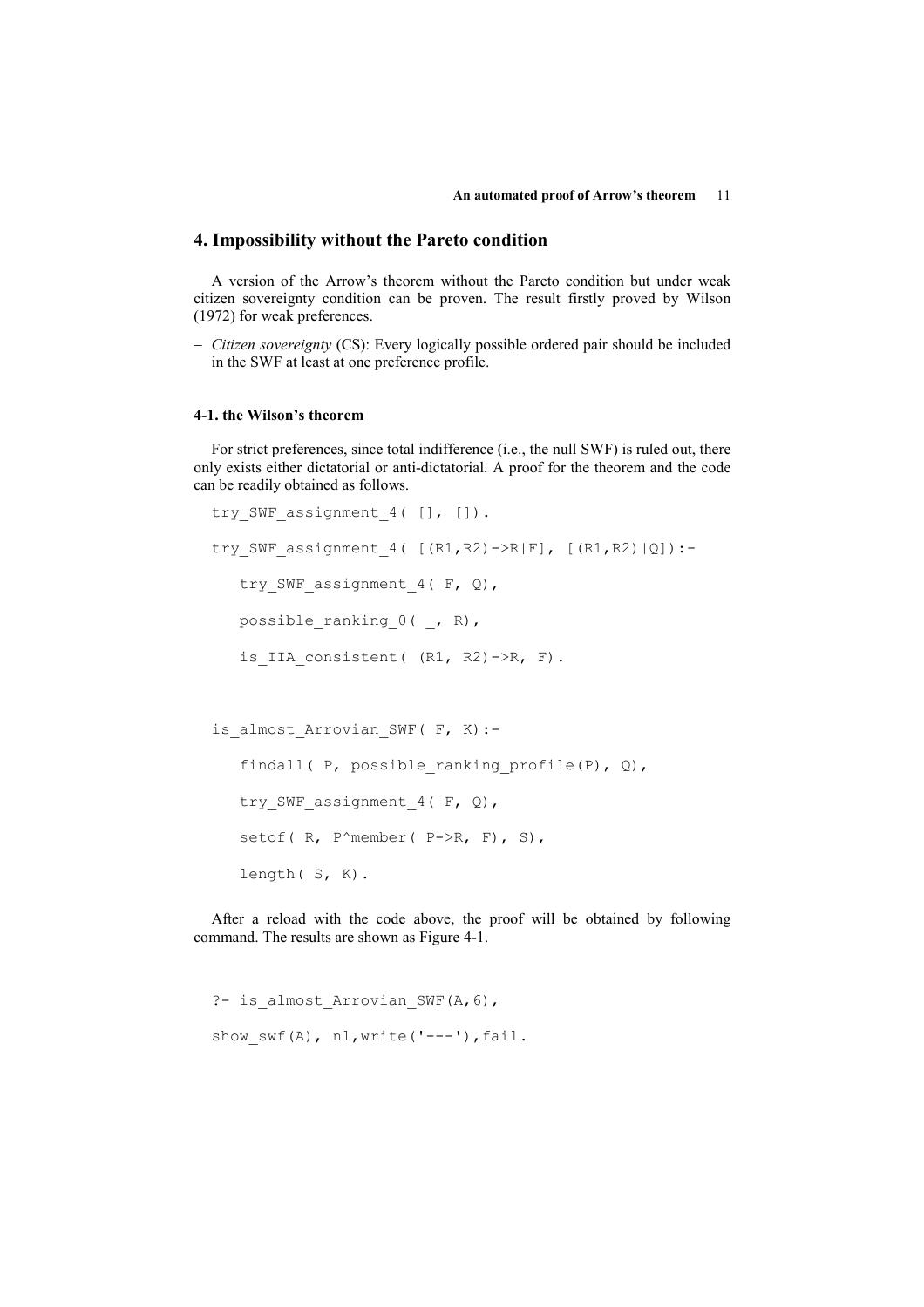## 4. Impossibility without the Pareto condition

A version of the Arrow's theorem without the Pareto condition but under weak citizen sovereignty condition can be proven. The result firstly proved by Wilson (1972) for weak preferences.

- *Citizen sovereignty* (CS): Every logically possible ordered pair should be included in the SWF at least at one preference profile.

### 4-1. the Wilson's theorem

For strict preferences, since total indifference (i.e., the null SWF) is ruled out, there only exists either dictatorial or anti-dictatorial. A proof for the theorem and the code can be readily obtained as follows.

```
try_SWF_assignment_4( [], []).

try_SWF_assignment_4( [(R1,R2)->R|F], [(R1,R2)|Q]):-

   try_SWF_assignment_4( F, Q),

   possible_ranking_0( _, R),

   is_IIA_consistent( (R1, R2)->R, F).


is_almost_Arrovian_SWF( F, K):-

   findall( P, possible_ranking_profile(P), Q),

   try_SWF_assignment_4( F, Q),

   setof( R, P^member( P->R, F), S),

   length( S, K).
```

After a reload with the code above, the proof will be obtained by following command. The results are shown as Figure 4-1.

```
?- is_almost_Arrovian_SWF(A,6),

show_swf(A), nl,write('---'),fail.
```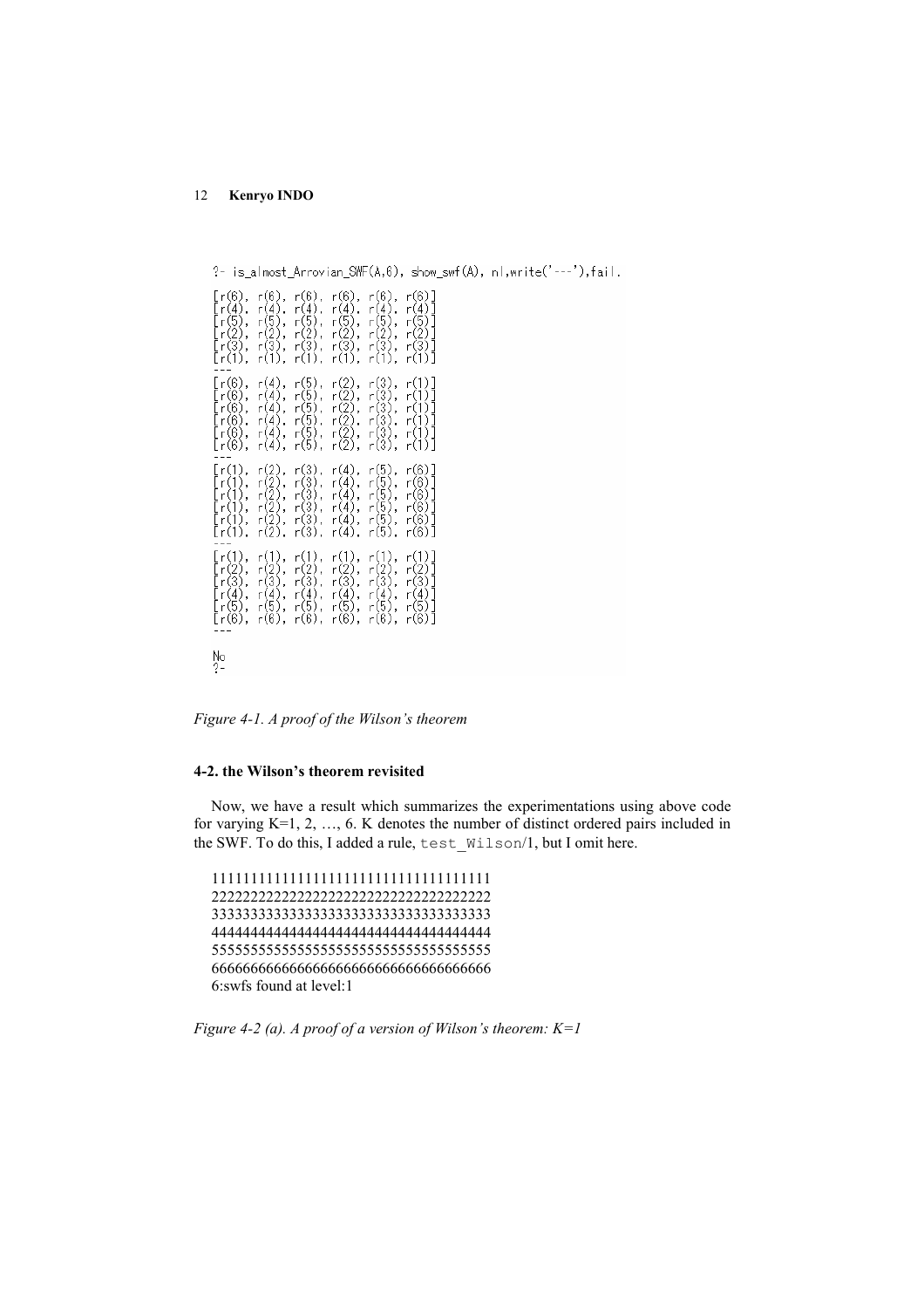```
?- is_almost_Arrovian_SWF(A,6), show_swf(A), nl,write('---'),fail.

[r(6), r(6), r(6), r(6), r(6), r(6)]
[r(4), r(4), r(4), r(4), r(4), r(4)]
[r(5), r(5), r(5), r(5), r(5), r(5)]
[r(2), r(2), r(2), r(2), r(2), r(2)]
[r(3), r(3), r(3), r(3), r(3), r(3)]
[r(1), r(1), r(1), r(1), r(1), r(1)]
---
[r(6), r(4), r(5), r(2), r(3), r(1)]
[r(6), r(4), r(5), r(2), r(3), r(1)]
[r(6), r(4), r(5), r(2), r(3), r(1)]
[r(6), r(4), r(5), r(2), r(3), r(1)]
[r(6), r(4), r(5), r(2), r(3), r(1)]
[r(6), r(4), r(5), r(2), r(3), r(1)]
---
[r(1), r(2), r(3), r(4), r(5), r(6)]
[r(1), r(2), r(3), r(4), r(5), r(6)]
[r(1), r(2), r(3), r(4), r(5), r(6)]
[r(1), r(2), r(3), r(4), r(5), r(6)]
[r(1), r(2), r(3), r(4), r(5), r(6)]
[r(1), r(2), r(3), r(4), r(5), r(6)]
---
[r(1), r(1), r(1), r(1), r(1), r(1)]
[r(2), r(2), r(2), r(2), r(2), r(2)]
[r(3), r(3), r(3), r(3), r(3), r(3)]
[r(4), r(4), r(4), r(4), r(4), r(4)]
[r(5), r(5), r(5), r(5), r(5), r(5)]
[r(6), r(6), r(6), r(6), r(6), r(6)]
---

No
?-
```

*Figure 4-1. A proof of the Wilson's theorem*

#### 4-2. the Wilson's theorem revisited

Now, we have a result which summarizes the experimentations using above code for varying K=1, 2, …, 6. K denotes the number of distinct ordered pairs included in the SWF. To do this, I added a rule, `test_Wilson`/1, but I omit here.

```
111111111111111111111111111111111111
222222222222222222222222222222222222
333333333333333333333333333333333333
444444444444444444444444444444444444
555555555555555555555555555555555555
666666666666666666666666666666666666
6:swfs found at level:1
```

*Figure 4-2 (a). A proof of a version of Wilson's theorem: K=1*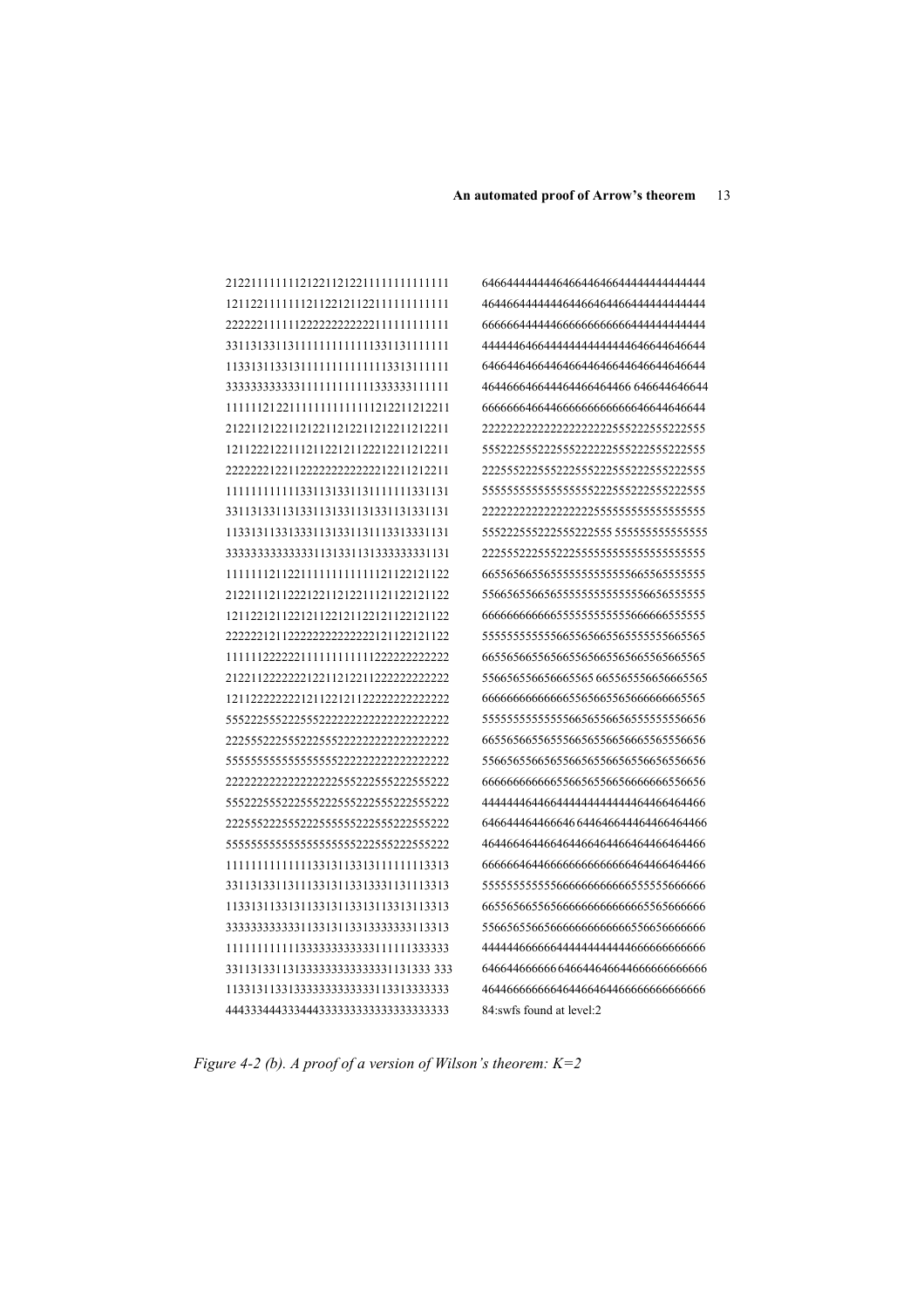```
212211111111212211212211111111111111    646644444444464664464664444444444444
121122111111121122121122111111111111    464466444444464466464466444444444444
222222111111222222222222111111111111    666666444444666666666666444444444444
331131331131111111111111331131111111    444444646644444444444444646644646644
113313113313111111111111113313111111    646644646644646644646644646644646644
333333333333111111111111333333111111    464466646644464466464466 646644646644
111111212211111111111111212211212211    666666646644666666666666646644646644
212211212211212211212211212211212211    222222222222222222222555222555222555
121122122111211221211222122112122 11    555222555222555222222555222555222555
222222122112222222222222122112122 11    222555222555222555222555222555222555
111111111111331131331131111111331131    555555555555555555222555222555222555
331131331131331131331131331131331131    222222222222222222555555555555555555
113313113313331131331131113313331131    555222555222555222555 555555555555555
333333333333331131331131333333331131    222555222555222555555555555555555555
111111211221111111111111211221211 22    665565665565555555555555665565555555
212211121122212211212211121122121122    556656556656555555555555556656555555
121122121122121122121122121122121122    666666666666555555555555666666555555
222222121122222222222222121122121122    555555555555665565665565555555665565
111111222222111111111111222222222222    665565665565665565665565665565665565
212211222222212211212211222222222222    556656556656665565 665565556656665565
121122222222121122121122222222222222    666666666666665565665565666666665565
555222555222555222222222222222222222    555555555555556656556656555555556656
222555222555222555222222222222222222    665565665565556656556656665565556656
555555555555555555222222222222222222    556656556656556656556656556656556656
222222222222222222555222555222555222    666666666666556656556656666666556656
555222555222555222555222555222555222    444444464466444444444444464466464466
222555222555222555555222555222555222    646644464466646 644646644464466464466
555555555555555555555222555222555222    464466464466464466464466464466464466
111111111111133131133131111111113313    666666464466666666666666464466464466
331131331131113313113313331131113313    555555555555666666666666555555666666
113313113313113313113313113313113313    665565665565666666666666665565666666
333333333333113313113313333333113313    556656556656666666666666556656666666
111111111111333333333333111111333333    444444666666444444444444666666666666
331131331131333333333333331131333 333    646644666666 646644646644666666666666
113313113313333333333333113313333333    464466666666464466464466666666666666
444333444333444333333333333333333333    84:swfs found at level:2
```

*Figure 4-2 (b). A proof of a version of Wilson's theorem: K=2*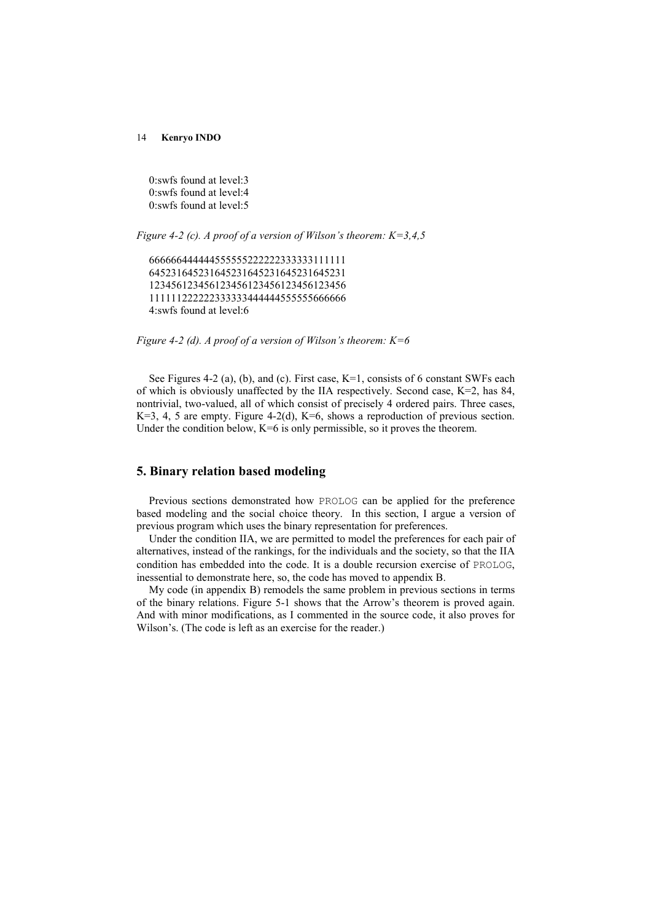```
0:swfs found at level:3
0:swfs found at level:4
0:swfs found at level:5
```

*Figure 4-2 (c). A proof of a version of Wilson's theorem: K=3,4,5*

```
666666444444555555222222333333111111
645231645231645231645231645231645231
123456123456123456123456123456123456
111111222222333333444444555555666666
4:swfs found at level:6
```

*Figure 4-2 (d). A proof of a version of Wilson's theorem: K=6*

See Figures 4-2 (a), (b), and (c). First case, K=1, consists of 6 constant SWFs each of which is obviously unaffected by the IIA respectively. Second case, K=2, has 84, nontrivial, two-valued, all of which consist of precisely 4 ordered pairs. Three cases, K=3, 4, 5 are empty. Figure 4-2(d), K=6, shows a reproduction of previous section. Under the condition below, K=6 is only permissible, so it proves the theorem.

## 5. Binary relation based modeling

Previous sections demonstrated how PROLOG can be applied for the preference based modeling and the social choice theory. In this section, I argue a version of previous program which uses the binary representation for preferences.

Under the condition IIA, we are permitted to model the preferences for each pair of alternatives, instead of the rankings, for the individuals and the society, so that the IIA condition has embedded into the code. It is a double recursion exercise of PROLOG, inessential to demonstrate here, so, the code has moved to appendix B.

My code (in appendix B) remodels the same problem in previous sections in terms of the binary relations. Figure 5-1 shows that the Arrow's theorem is proved again. And with minor modifications, as I commented in the source code, it also proves for Wilson's. (The code is left as an exercise for the reader.)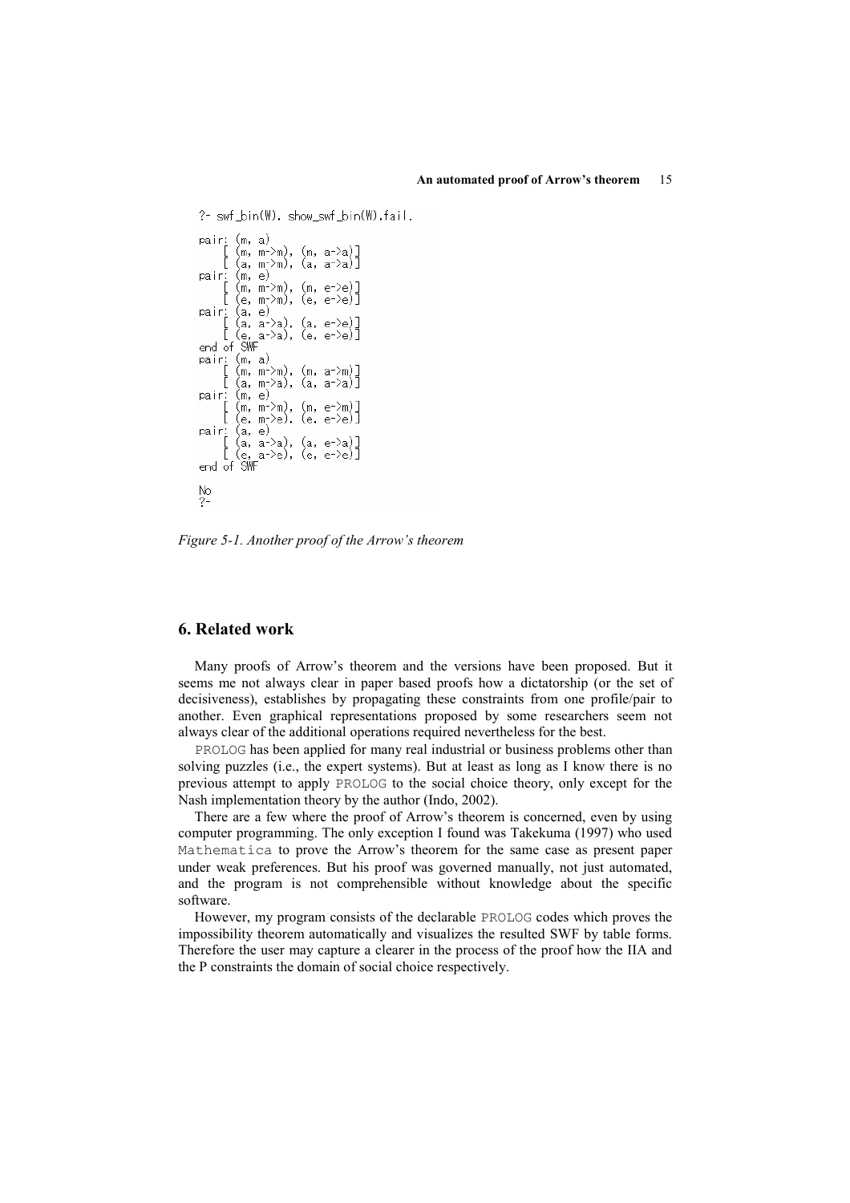```
?- swf_bin(W), show_swf_bin(W),fail.

pair: (m, a)
    [ (m, m->m), (m, a->a)]
    [ (a, m->m), (a, a->a)]
pair: (m, e)
    [ (m, m->m), (m, e->e)]
    [ (e, m->m), (e, e->e)]
pair: (a, e)
    [ (a, a->a), (a, e->e)]
    [ (e, a->a), (e, e->e)]
end of SWF
pair: (m, a)
    [ (m, m->m), (m, a->m)]
    [ (a, m->a), (a, a->a)]
pair: (m, e)
    [ (m, m->m), (m, e->m)]
    [ (e, m->e), (e, e->e)]
pair: (a, e)
    [ (a, a->a), (a, e->a)]
    [ (e, a->e), (e, e->e)]
end of SWF

No
?-
```

*Figure 5-1. Another proof of the Arrow's theorem*

## 6. Related work

Many proofs of Arrow's theorem and the versions have been proposed. But it seems me not always clear in paper based proofs how a dictatorship (or the set of decisiveness), establishes by propagating these constraints from one profile/pair to another. Even graphical representations proposed by some researchers seem not always clear of the additional operations required nevertheless for the best.

PROLOG has been applied for many real industrial or business problems other than solving puzzles (i.e., the expert systems). But at least as long as I know there is no previous attempt to apply PROLOG to the social choice theory, only except for the Nash implementation theory by the author (Indo, 2002).

There are a few where the proof of Arrow's theorem is concerned, even by using computer programming. The only exception I found was Takekuma (1997) who used Mathematica to prove the Arrow's theorem for the same case as present paper under weak preferences. But his proof was governed manually, not just automated, and the program is not comprehensible without knowledge about the specific software.

However, my program consists of the declarable PROLOG codes which proves the impossibility theorem automatically and visualizes the resulted SWF by table forms. Therefore the user may capture a clearer in the process of the proof how the IIA and the P constraints the domain of social choice respectively.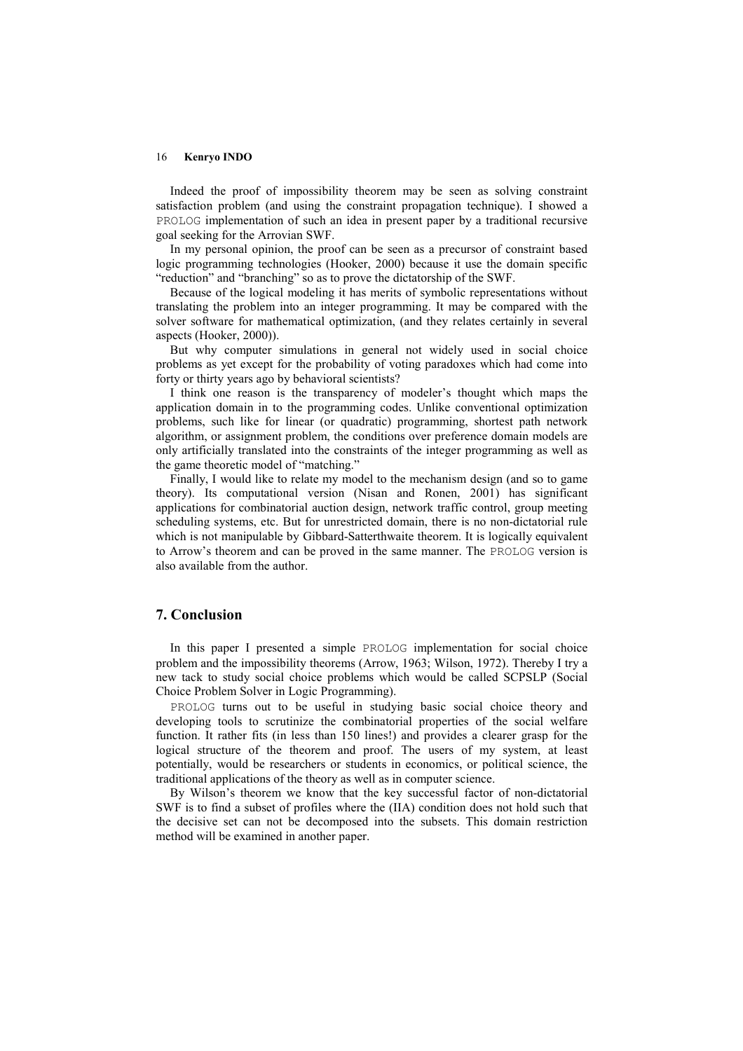Indeed the proof of impossibility theorem may be seen as solving constraint satisfaction problem (and using the constraint propagation technique). I showed a PROLOG implementation of such an idea in present paper by a traditional recursive goal seeking for the Arrovian SWF.

In my personal opinion, the proof can be seen as a precursor of constraint based logic programming technologies (Hooker, 2000) because it use the domain specific "reduction" and "branching" so as to prove the dictatorship of the SWF.

Because of the logical modeling it has merits of symbolic representations without translating the problem into an integer programming. It may be compared with the solver software for mathematical optimization, (and they relates certainly in several aspects (Hooker, 2000)).

But why computer simulations in general not widely used in social choice problems as yet except for the probability of voting paradoxes which had come into forty or thirty years ago by behavioral scientists?

I think one reason is the transparency of modeler's thought which maps the application domain in to the programming codes. Unlike conventional optimization problems, such like for linear (or quadratic) programming, shortest path network algorithm, or assignment problem, the conditions over preference domain models are only artificially translated into the constraints of the integer programming as well as the game theoretic model of "matching."

Finally, I would like to relate my model to the mechanism design (and so to game theory). Its computational version (Nisan and Ronen, 2001) has significant applications for combinatorial auction design, network traffic control, group meeting scheduling systems, etc. But for unrestricted domain, there is no non-dictatorial rule which is not manipulable by Gibbard-Satterthwaite theorem. It is logically equivalent to Arrow's theorem and can be proved in the same manner. The PROLOG version is also available from the author.

## 7. Conclusion

In this paper I presented a simple PROLOG implementation for social choice problem and the impossibility theorems (Arrow, 1963; Wilson, 1972). Thereby I try a new tack to study social choice problems which would be called SCPSLP (Social Choice Problem Solver in Logic Programming).

PROLOG turns out to be useful in studying basic social choice theory and developing tools to scrutinize the combinatorial properties of the social welfare function. It rather fits (in less than 150 lines!) and provides a clearer grasp for the logical structure of the theorem and proof. The users of my system, at least potentially, would be researchers or students in economics, or political science, the traditional applications of the theory as well as in computer science.

By Wilson's theorem we know that the key successful factor of non-dictatorial SWF is to find a subset of profiles where the (IIA) condition does not hold such that the decisive set can not be decomposed into the subsets. This domain restriction method will be examined in another paper.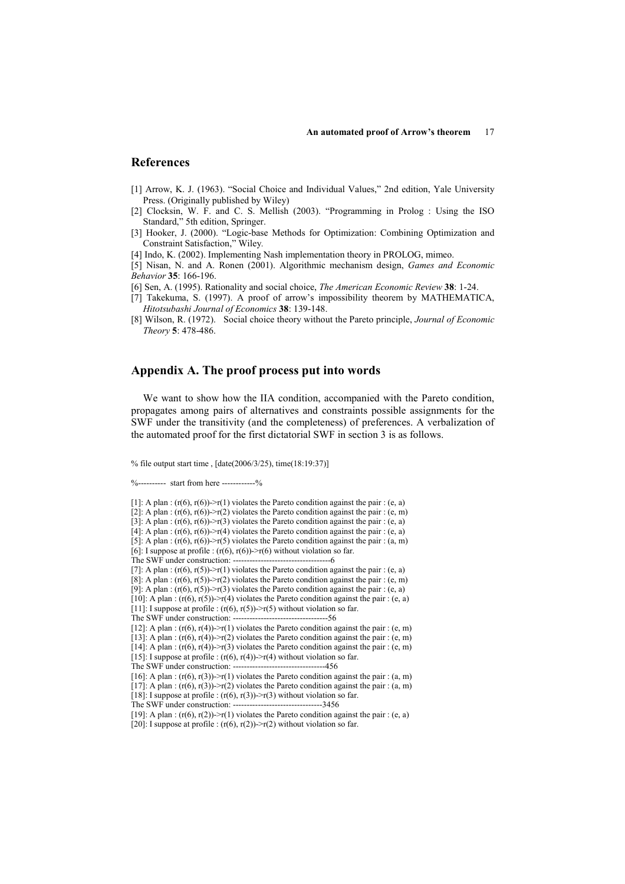## References

[1] Arrow, K. J. (1963). "Social Choice and Individual Values," 2nd edition, Yale University Press. (Originally published by Wiley)

[2] Clocksin, W. F. and C. S. Mellish (2003). "Programming in Prolog : Using the ISO Standard," 5th edition, Springer.

[3] Hooker, J. (2000). "Logic-base Methods for Optimization: Combining Optimization and Constraint Satisfaction," Wiley.

[4] Indo, K. (2002). Implementing Nash implementation theory in PROLOG, mimeo.

[5] Nisan, N. and A. Ronen (2001). Algorithmic mechanism design, *Games and Economic Behavior* **35**: 166-196.

[6] Sen, A. (1995). Rationality and social choice, *The American Economic Review* **38**: 1-24.

[7] Takekuma, S. (1997). A proof of arrow's impossibility theorem by MATHEMATICA, *Hitotsubashi Journal of Economics* **38**: 139-148.

[8] Wilson, R. (1972). Social choice theory without the Pareto principle, *Journal of Economic Theory* **5**: 478-486.

## Appendix A. The proof process put into words

We want to show how the IIA condition, accompanied with the Pareto condition, propagates among pairs of alternatives and constraints possible assignments for the SWF under the transitivity (and the completeness) of preferences. A verbalization of the automated proof for the first dictatorial SWF in section 3 is as follows.

```
% file output start time , [date(2006/3/25), time(18:19:37)]

%---------- start from here ------------%

[1]: A plan : (r(6), r(6))->r(1) violates the Pareto condition against the pair : (e, a)
[2]: A plan : (r(6), r(6))->r(2) violates the Pareto condition against the pair : (e, m)
[3]: A plan : (r(6), r(6))->r(3) violates the Pareto condition against the pair : (e, a)
[4]: A plan : (r(6), r(6))->r(4) violates the Pareto condition against the pair : (e, a)
[5]: A plan : (r(6), r(6))->r(5) violates the Pareto condition against the pair : (a, m)
[6]: I suppose at profile : (r(6), r(6))->r(6) without violation so far.
The SWF under construction: -----------------------------------6
[7]: A plan : (r(6), r(5))->r(1) violates the Pareto condition against the pair : (e, a)
[8]: A plan : (r(6), r(5))->r(2) violates the Pareto condition against the pair : (e, m)
[9]: A plan : (r(6), r(5))->r(3) violates the Pareto condition against the pair : (e, a)
[10]: A plan : (r(6), r(5))->r(4) violates the Pareto condition against the pair : (e, a)
[11]: I suppose at profile : (r(6), r(5))->r(5) without violation so far.
The SWF under construction: ----------------------------------56
[12]: A plan : (r(6), r(4))->r(1) violates the Pareto condition against the pair : (e, m)
[13]: A plan : (r(6), r(4))->r(2) violates the Pareto condition against the pair : (e, m)
[14]: A plan : (r(6), r(4))->r(3) violates the Pareto condition against the pair : (e, m)
[15]: I suppose at profile : (r(6), r(4))->r(4) without violation so far.
The SWF under construction: ---------------------------------456
[16]: A plan : (r(6), r(3))->r(1) violates the Pareto condition against the pair : (a, m)
[17]: A plan : (r(6), r(3))->r(2) violates the Pareto condition against the pair : (a, m)
[18]: I suppose at profile : (r(6), r(3))->r(3) without violation so far.
The SWF under construction: --------------------------------3456
[19]: A plan : (r(6), r(2))->r(1) violates the Pareto condition against the pair : (e, a)
[20]: I suppose at profile : (r(6), r(2))->r(2) without violation so far.
```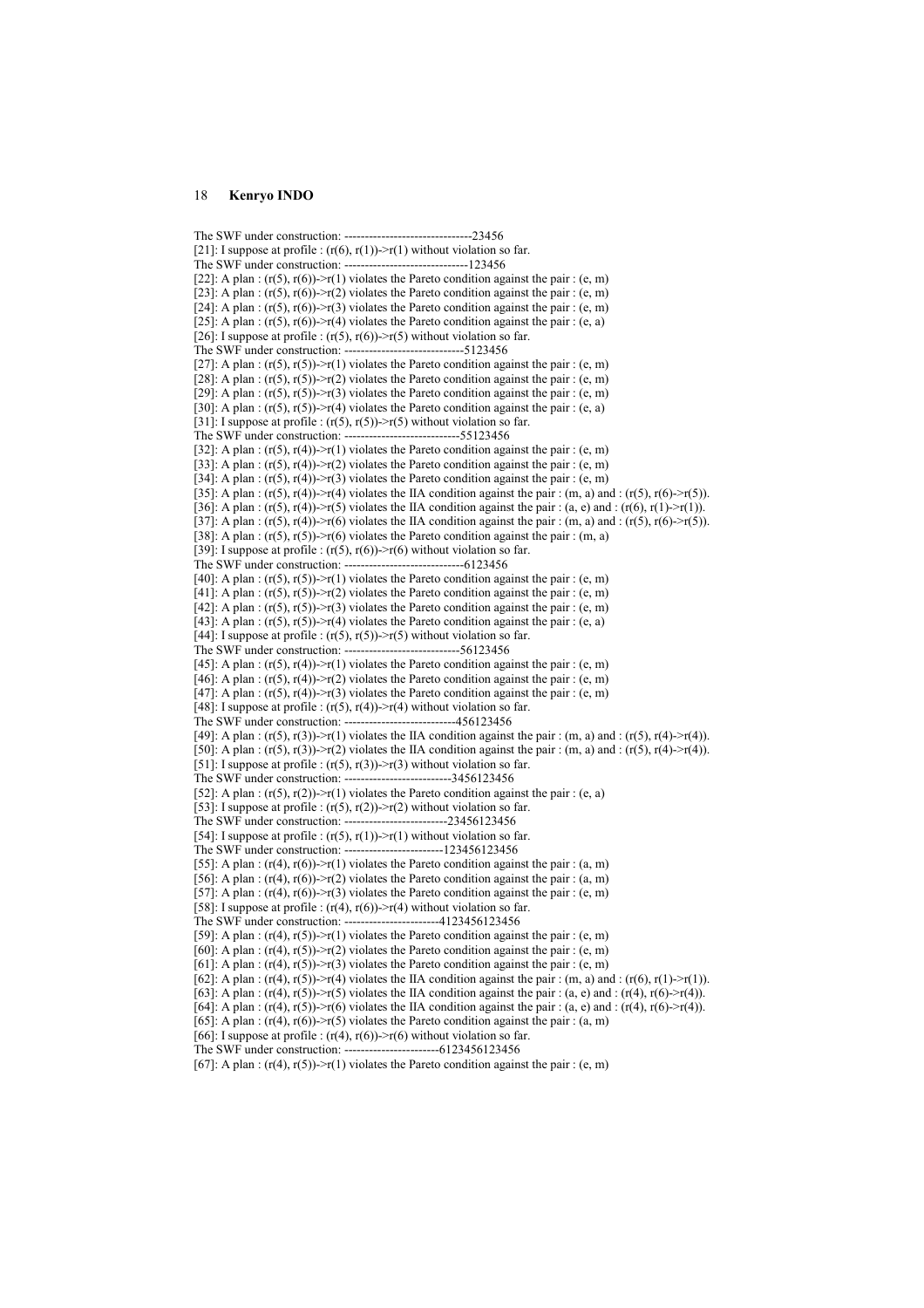```
The SWF under construction: -------------------------------23456
[21]: I suppose at profile : (r(6), r(1))->r(1) without violation so far.
The SWF under construction: ------------------------------123456
[22]: A plan : (r(5), r(6))->r(1) violates the Pareto condition against the pair : (e, m)
[23]: A plan : (r(5), r(6))->r(2) violates the Pareto condition against the pair : (e, m)
[24]: A plan : (r(5), r(6))->r(3) violates the Pareto condition against the pair : (e, m)
[25]: A plan : (r(5), r(6))->r(4) violates the Pareto condition against the pair : (e, a)
[26]: I suppose at profile : (r(5), r(6))->r(5) without violation so far.
The SWF under construction: -----------------------------5123456
[27]: A plan : (r(5), r(5))->r(1) violates the Pareto condition against the pair : (e, m)
[28]: A plan : (r(5), r(5))->r(2) violates the Pareto condition against the pair : (e, m)
[29]: A plan : (r(5), r(5))->r(3) violates the Pareto condition against the pair : (e, m)
[30]: A plan : (r(5), r(5))->r(4) violates the Pareto condition against the pair : (e, a)
[31]: I suppose at profile : (r(5), r(5))->r(5) without violation so far.
The SWF under construction: ----------------------------55123456
[32]: A plan : (r(5), r(4))->r(1) violates the Pareto condition against the pair : (e, m)
[33]: A plan : (r(5), r(4))->r(2) violates the Pareto condition against the pair : (e, m)
[34]: A plan : (r(5), r(4))->r(3) violates the Pareto condition against the pair : (e, m)
[35]: A plan : (r(5), r(4))->r(4) violates the IIA condition against the pair : (m, a) and : (r(5), r(6)->r(5)).
[36]: A plan : (r(5), r(4))->r(5) violates the IIA condition against the pair : (a, e) and : (r(6), r(1)->r(1)).
[37]: A plan : (r(5), r(4))->r(6) violates the IIA condition against the pair : (m, a) and : (r(5), r(6)->r(5)).
[38]: A plan : (r(5), r(5))->r(6) violates the Pareto condition against the pair : (m, a)
[39]: I suppose at profile : (r(5), r(6))->r(6) without violation so far.
The SWF under construction: -----------------------------6123456
[40]: A plan : (r(5), r(5))->r(1) violates the Pareto condition against the pair : (e, m)
[41]: A plan : (r(5), r(5))->r(2) violates the Pareto condition against the pair : (e, m)
[42]: A plan : (r(5), r(5))->r(3) violates the Pareto condition against the pair : (e, m)
[43]: A plan : (r(5), r(5))->r(4) violates the Pareto condition against the pair : (e, a)
[44]: I suppose at profile : (r(5), r(5))->r(5) without violation so far.
The SWF under construction: ----------------------------56123456
[45]: A plan : (r(5), r(4))->r(1) violates the Pareto condition against the pair : (e, m)
[46]: A plan : (r(5), r(4))->r(2) violates the Pareto condition against the pair : (e, m)
[47]: A plan : (r(5), r(4))->r(3) violates the Pareto condition against the pair : (e, m)
[48]: I suppose at profile : (r(5), r(4))->r(4) without violation so far.
The SWF under construction: ---------------------------456123456
[49]: A plan : (r(5), r(3))->r(1) violates the IIA condition against the pair : (m, a) and : (r(5), r(4)->r(4)).
[50]: A plan : (r(5), r(3))->r(2) violates the IIA condition against the pair : (m, a) and : (r(5), r(4)->r(4)).
[51]: I suppose at profile : (r(5), r(3))->r(3) without violation so far.
The SWF under construction: --------------------------3456123456
[52]: A plan : (r(5), r(2))->r(1) violates the Pareto condition against the pair : (e, a)
[53]: I suppose at profile : (r(5), r(2))->r(2) without violation so far.
The SWF under construction: -------------------------23456123456
[54]: I suppose at profile : (r(5), r(1))->r(1) without violation so far.
The SWF under construction: ------------------------123456123456
[55]: A plan : (r(4), r(6))->r(1) violates the Pareto condition against the pair : (a, m)
[56]: A plan : (r(4), r(6))->r(2) violates the Pareto condition against the pair : (a, m)
[57]: A plan : (r(4), r(6))->r(3) violates the Pareto condition against the pair : (e, m)
[58]: I suppose at profile : (r(4), r(6))->r(4) without violation so far.
The SWF under construction: -----------------------4123456123456
[59]: A plan : (r(4), r(5))->r(1) violates the Pareto condition against the pair : (e, m)
[60]: A plan : (r(4), r(5))->r(2) violates the Pareto condition against the pair : (e, m)
[61]: A plan : (r(4), r(5))->r(3) violates the Pareto condition against the pair : (e, m)
[62]: A plan : (r(4), r(5))->r(4) violates the IIA condition against the pair : (m, a) and : (r(6), r(1)->r(1)).
[63]: A plan : (r(4), r(5))->r(5) violates the IIA condition against the pair : (a, e) and : (r(4), r(6)->r(4)).
[64]: A plan : (r(4), r(5))->r(6) violates the IIA condition against the pair : (a, e) and : (r(4), r(6)->r(4)).
[65]: A plan : (r(4), r(6))->r(5) violates the Pareto condition against the pair : (a, m)
[66]: I suppose at profile : (r(4), r(6))->r(6) without violation so far.
The SWF under construction: -----------------------6123456123456
[67]: A plan : (r(4), r(5))->r(1) violates the Pareto condition against the pair : (e, m)
```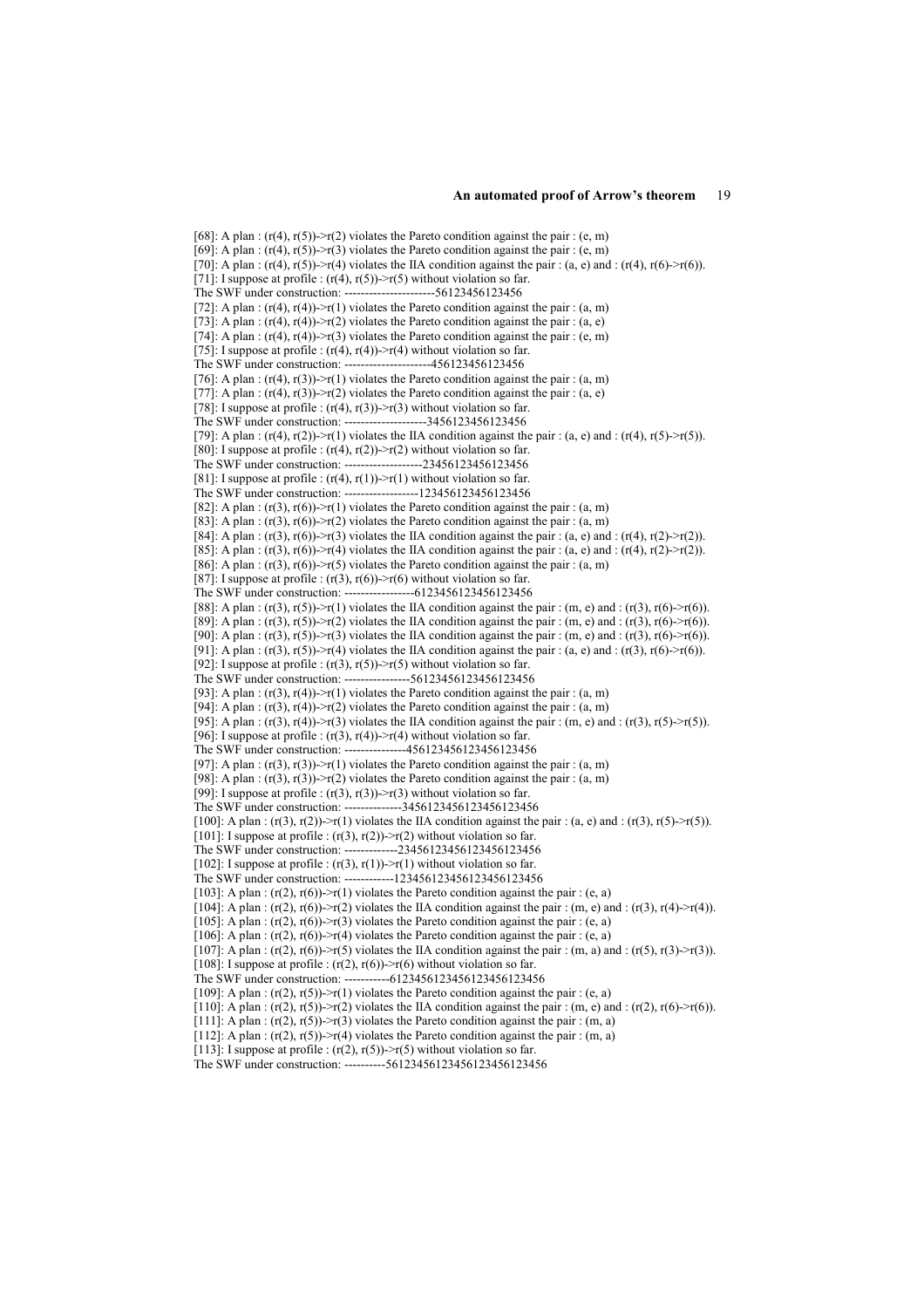[68]: A plan : (r(4), r(5))->r(2) violates the Pareto condition against the pair : (e, m)
[69]: A plan : (r(4), r(5))->r(3) violates the Pareto condition against the pair : (e, m)
[70]: A plan : (r(4), r(5))->r(4) violates the IIA condition against the pair : (a, e) and : (r(4), r(6)->r(6)).
[71]: I suppose at profile : (r(4), r(5))->r(5) without violation so far.
The SWF under construction: ----------------------56123456123456
[72]: A plan : (r(4), r(4))->r(1) violates the Pareto condition against the pair : (a, m)
[73]: A plan : (r(4), r(4))->r(2) violates the Pareto condition against the pair : (a, e)
[74]: A plan : (r(4), r(4))->r(3) violates the Pareto condition against the pair : (e, m)
[75]: I suppose at profile : (r(4), r(4))->r(4) without violation so far.
The SWF under construction: ---------------------456123456123456
[76]: A plan : (r(4), r(3))->r(1) violates the Pareto condition against the pair : (a, m)
[77]: A plan : (r(4), r(3))->r(2) violates the Pareto condition against the pair : (a, e)
[78]: I suppose at profile : (r(4), r(3))->r(3) without violation so far.
The SWF under construction: --------------------3456123456123456
[79]: A plan : (r(4), r(2))->r(1) violates the IIA condition against the pair : (a, e) and : (r(4), r(5)->r(5)).
[80]: I suppose at profile : (r(4), r(2))->r(2) without violation so far.
The SWF under construction: -------------------23456123456123456
[81]: I suppose at profile : (r(4), r(1))->r(1) without violation so far.
The SWF under construction: ------------------123456123456123456
[82]: A plan : (r(3), r(6))->r(1) violates the Pareto condition against the pair : (a, m)
[83]: A plan : (r(3), r(6))->r(2) violates the Pareto condition against the pair : (a, m)
[84]: A plan : (r(3), r(6))->r(3) violates the IIA condition against the pair : (a, e) and : (r(4), r(2)->r(2)).
[85]: A plan : (r(3), r(6))->r(4) violates the IIA condition against the pair : (a, e) and : (r(4), r(2)->r(2)).
[86]: A plan : (r(3), r(6))->r(5) violates the Pareto condition against the pair : (a, m)
[87]: I suppose at profile : (r(3), r(6))->r(6) without violation so far.
The SWF under construction: -----------------6123456123456123456
[88]: A plan : (r(3), r(5))->r(1) violates the IIA condition against the pair : (m, e) and : (r(3), r(6)->r(6)).
[89]: A plan : (r(3), r(5))->r(2) violates the IIA condition against the pair : (m, e) and : (r(3), r(6)->r(6)).
[90]: A plan : (r(3), r(5))->r(3) violates the IIA condition against the pair : (m, e) and : (r(3), r(6)->r(6)).
[91]: A plan : (r(3), r(5))->r(4) violates the IIA condition against the pair : (a, e) and : (r(3), r(6)->r(6)).
[92]: I suppose at profile : (r(3), r(5))->r(5) without violation so far.
The SWF under construction: ----------------56123456123456123456
[93]: A plan : (r(3), r(4))->r(1) violates the Pareto condition against the pair : (a, m)
[94]: A plan : (r(3), r(4))->r(2) violates the Pareto condition against the pair : (a, m)
[95]: A plan : (r(3), r(4))->r(3) violates the IIA condition against the pair : (m, e) and : (r(3), r(5)->r(5)).
[96]: I suppose at profile : (r(3), r(4))->r(4) without violation so far.
The SWF under construction: ---------------456123456123456123456
[97]: A plan : (r(3), r(3))->r(1) violates the Pareto condition against the pair : (a, m)
[98]: A plan : (r(3), r(3))->r(2) violates the Pareto condition against the pair : (a, m)
[99]: I suppose at profile : (r(3), r(3))->r(3) without violation so far.
The SWF under construction: --------------3456123456123456123456
[100]: A plan : (r(3), r(2))->r(1) violates the IIA condition against the pair : (a, e) and : (r(3), r(5)->r(5)).
[101]: I suppose at profile : (r(3), r(2))->r(2) without violation so far.
The SWF under construction: -------------23456123456123456123456
[102]: I suppose at profile : (r(3), r(1))->r(1) without violation so far.
The SWF under construction: ------------123456123456123456123456
[103]: A plan : (r(2), r(6))->r(1) violates the Pareto condition against the pair : (e, a)
[104]: A plan : (r(2), r(6))->r(2) violates the IIA condition against the pair : (m, e) and : (r(3), r(4)->r(4)).
[105]: A plan : (r(2), r(6))->r(3) violates the Pareto condition against the pair : (e, a)
[106]: A plan : (r(2), r(6))->r(4) violates the Pareto condition against the pair : (e, a)
[107]: A plan : (r(2), r(6))->r(5) violates the IIA condition against the pair : (m, a) and : (r(5), r(3)->r(3)).
[108]: I suppose at profile : (r(2), r(6))->r(6) without violation so far.
The SWF under construction: -----------6123456123456123456123456
[109]: A plan : (r(2), r(5))->r(1) violates the Pareto condition against the pair : (e, a)
[110]: A plan : (r(2), r(5))->r(2) violates the IIA condition against the pair : (m, e) and : (r(2), r(6)->r(6)).
[111]: A plan : (r(2), r(5))->r(3) violates the Pareto condition against the pair : (m, a)
[112]: A plan : (r(2), r(5))->r(4) violates the Pareto condition against the pair : (m, a)
[113]: I suppose at profile : (r(2), r(5))->r(5) without violation so far.
The SWF under construction: ----------56123456123456123456123456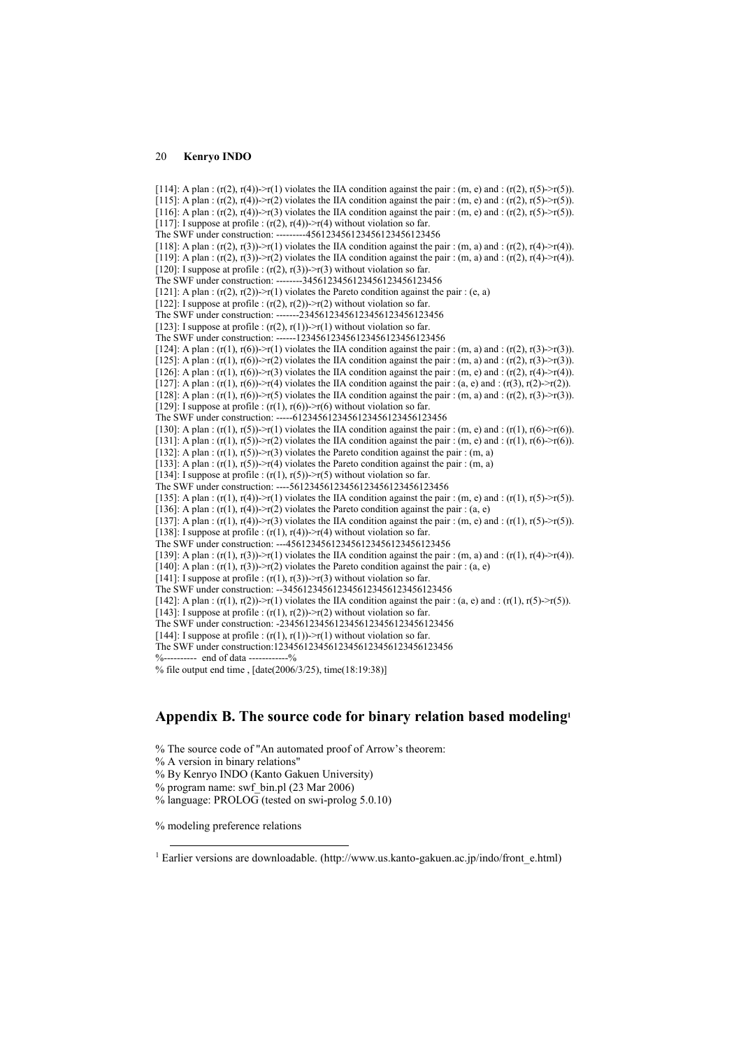```
[114]: A plan : (r(2), r(4))->r(1) violates the IIA condition against the pair : (m, e) and : (r(2), r(5)->r(5)).
[115]: A plan : (r(2), r(4))->r(2) violates the IIA condition against the pair : (m, e) and : (r(2), r(5)->r(5)).
[116]: A plan : (r(2), r(4))->r(3) violates the IIA condition against the pair : (m, e) and : (r(2), r(5)->r(5)).
[117]: I suppose at profile : (r(2), r(4))->r(4) without violation so far.
The SWF under construction: ---------456123456123456123456123456
[118]: A plan : (r(2), r(3))->r(1) violates the IIA condition against the pair : (m, a) and : (r(2), r(4)->r(4)).
[119]: A plan : (r(2), r(3))->r(2) violates the IIA condition against the pair : (m, a) and : (r(2), r(4)->r(4)).
[120]: I suppose at profile : (r(2), r(3))->r(3) without violation so far.
The SWF under construction: --------3456123456123456123456123456
[121]: A plan : (r(2), r(2))->r(1) violates the Pareto condition against the pair : (e, a)
[122]: I suppose at profile : (r(2), r(2))->r(2) without violation so far.
The SWF under construction: -------23456123456123456123456123456
[123]: I suppose at profile : (r(2), r(1))->r(1) without violation so far.
The SWF under construction: ------123456123456123456123456123456
[124]: A plan : (r(1), r(6))->r(1) violates the IIA condition against the pair : (m, a) and : (r(2), r(3)->r(3)).
[125]: A plan : (r(1), r(6))->r(2) violates the IIA condition against the pair : (m, a) and : (r(2), r(3)->r(3)).
[126]: A plan : (r(1), r(6))->r(3) violates the IIA condition against the pair : (m, e) and : (r(2), r(4)->r(4)).
[127]: A plan : (r(1), r(6))->r(4) violates the IIA condition against the pair : (a, e) and : (r(3), r(2)->r(2)).
[128]: A plan : (r(1), r(6))->r(5) violates the IIA condition against the pair : (m, a) and : (r(2), r(3)->r(3)).
[129]: I suppose at profile : (r(1), r(6))->r(6) without violation so far.
The SWF under construction: -----6123456123456123456123456123456
[130]: A plan : (r(1), r(5))->r(1) violates the IIA condition against the pair : (m, e) and : (r(1), r(6)->r(6)).
[131]: A plan : (r(1), r(5))->r(2) violates the IIA condition against the pair : (m, e) and : (r(1), r(6)->r(6)).
[132]: A plan : (r(1), r(5))->r(3) violates the Pareto condition against the pair : (m, a)
[133]: A plan : (r(1), r(5))->r(4) violates the Pareto condition against the pair : (m, a)
[134]: I suppose at profile : (r(1), r(5))->r(5) without violation so far.
The SWF under construction: ----56123456123456123456123456123456
[135]: A plan : (r(1), r(4))->r(1) violates the IIA condition against the pair : (m, e) and : (r(1), r(5)->r(5)).
[136]: A plan : (r(1), r(4))->r(2) violates the Pareto condition against the pair : (a, e)
[137]: A plan : (r(1), r(4))->r(3) violates the IIA condition against the pair : (m, e) and : (r(1), r(5)->r(5)).
[138]: I suppose at profile : (r(1), r(4))->r(4) without violation so far.
The SWF under construction: ---456123456123456123456123456123456
[139]: A plan : (r(1), r(3))->r(1) violates the IIA condition against the pair : (m, a) and : (r(1), r(4)->r(4)).
[140]: A plan : (r(1), r(3))->r(2) violates the Pareto condition against the pair : (a, e)
[141]: I suppose at profile : (r(1), r(3))->r(3) without violation so far.
The SWF under construction: --3456123456123456123456123456123456
[142]: A plan : (r(1), r(2))->r(1) violates the IIA condition against the pair : (a, e) and : (r(1), r(5)->r(5)).
[143]: I suppose at profile : (r(1), r(2))->r(2) without violation so far.
The SWF under construction: -23456123456123456123456123456123456
[144]: I suppose at profile : (r(1), r(1))->r(1) without violation so far.
The SWF under construction:123456123456123456123456123456123456
%---------- end of data ------------%
% file output end time , [date(2006/3/25), time(18:19:38)]
```

## Appendix B. The source code for binary relation based modeling[1]

```
% The source code of "An automated proof of Arrow's theorem:
% A version in binary relations"
% By Kenryo INDO (Kanto Gakuen University)
% program name: swf_bin.pl (23 Mar 2006)
% language: PROLOG (tested on swi-prolog 5.0.10)

% modeling preference relations
```

---

[1] Earlier versions are downloadable. (http://www.us.kanto-gakuen.ac.jp/indo/front_e.html)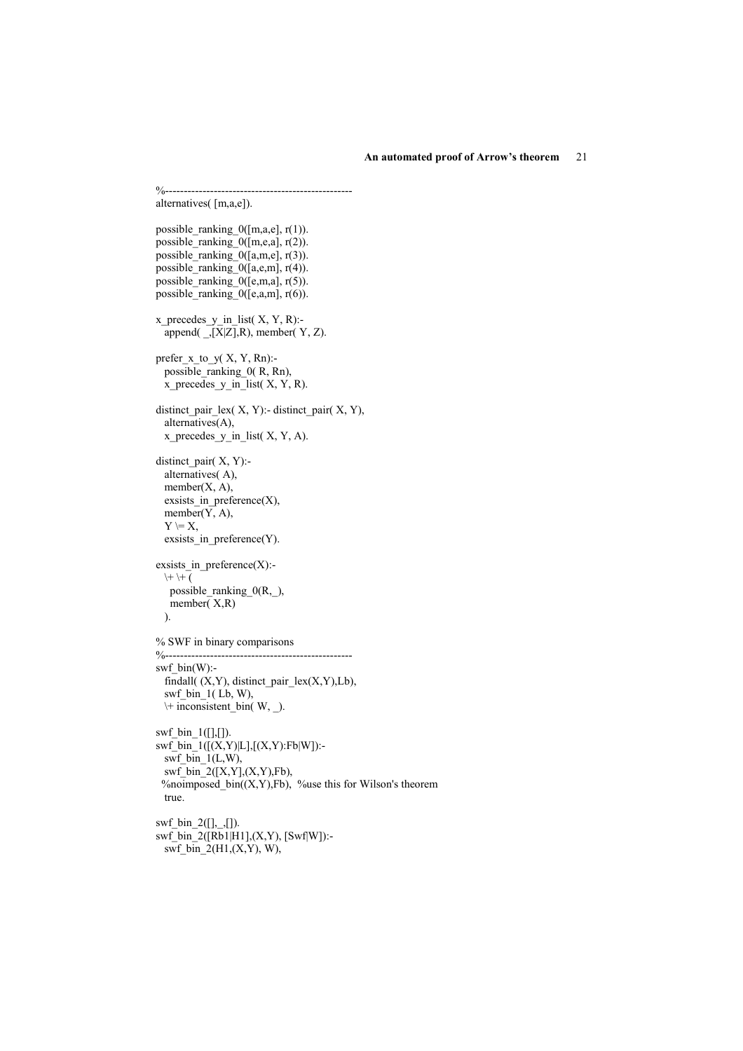```
%--------------------------------------------------
alternatives( [m,a,e]).

possible_ranking_0([m,a,e], r(1)).
possible_ranking_0([m,e,a], r(2)).
possible_ranking_0([a,m,e], r(3)).
possible_ranking_0([a,e,m], r(4)).
possible_ranking_0([e,m,a], r(5)).
possible_ranking_0([e,a,m], r(6)).

x_precedes_y_in_list( X, Y, R):-
  append( _,[X|Z],R), member( Y, Z).

prefer_x_to_y( X, Y, Rn):-
  possible_ranking_0( R, Rn),
  x_precedes_y_in_list( X, Y, R).

distinct_pair_lex( X, Y):- distinct_pair( X, Y),
  alternatives(A),
  x_precedes_y_in_list( X, Y, A).

distinct_pair( X, Y):-
  alternatives( A),
  member(X, A),
  exsists_in_preference(X),
  member(Y, A),
  Y \= X,
  exsists_in_preference(Y).

exsists_in_preference(X):-
  \+ \+ (
    possible_ranking_0(R,_),
    member( X,R)
  ).

% SWF in binary comparisons
%--------------------------------------------------
swf_bin(W):-
  findall( (X,Y), distinct_pair_lex(X,Y),Lb),
  swf_bin_1( Lb, W),
  \+ inconsistent_bin( W, _).

swf_bin_1([],[]).
swf_bin_1([(X,Y)|L],[(X,Y):Fb|W]):-
  swf_bin_1(L,W),
  swf_bin_2([X,Y],(X,Y),Fb),
 %noimposed_bin((X,Y),Fb), %use this for Wilson's theorem
  true.

swf_bin_2([],_,[]).
swf_bin_2([Rb1|H1],(X,Y), [Swf|W]):-
  swf_bin_2(H1,(X,Y), W),
```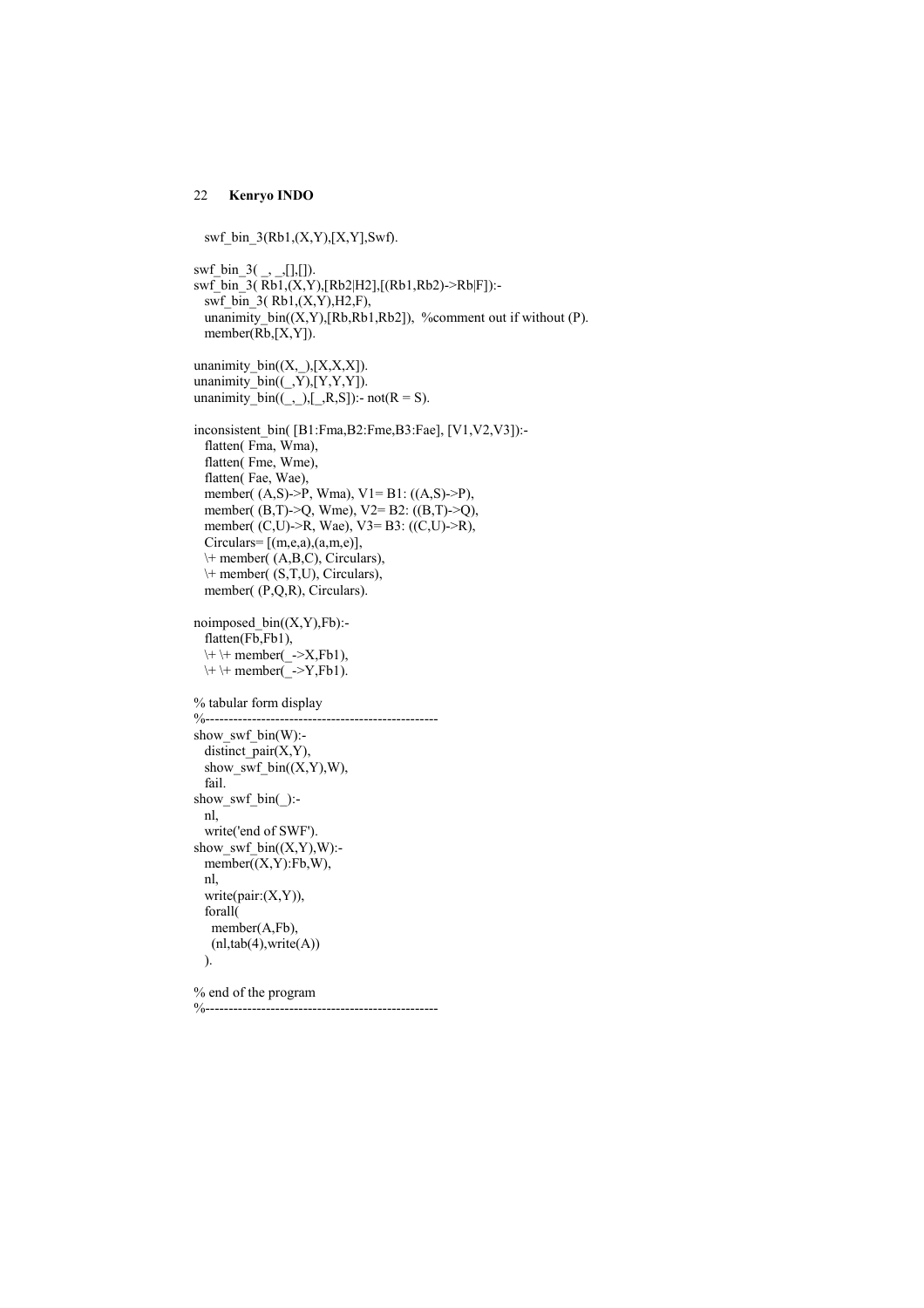```
   swf_bin_3(Rb1,(X,Y),[X,Y],Swf).

swf_bin_3( _, _,[],[]).
swf_bin_3( Rb1,(X,Y),[Rb2|H2],[(Rb1,Rb2)->Rb|F]):-
   swf_bin_3( Rb1,(X,Y),H2,F),
   unanimity_bin((X,Y),[Rb,Rb1,Rb2]),  %comment out if without (P).
   member(Rb,[X,Y]).

unanimity_bin((X,_),[X,X,X]).
unanimity_bin((_,Y),[Y,Y,Y]).
unanimity_bin((_,_),[_,R,S]):- not(R = S).

inconsistent_bin( [B1:Fma,B2:Fme,B3:Fae], [V1,V2,V3]):-
   flatten( Fma, Wma),
   flatten( Fme, Wme),
   flatten( Fae, Wae),
   member( (A,S)->P, Wma), V1= B1: ((A,S)->P),
   member( (B,T)->Q, Wme), V2= B2: ((B,T)->Q),
   member( (C,U)->R, Wae), V3= B3: ((C,U)->R),
   Circulars= [(m,e,a),(a,m,e)],
   \+ member( (A,B,C), Circulars),
   \+ member( (S,T,U), Circulars),
   member( (P,Q,R), Circulars).

noimposed_bin((X,Y),Fb):-
   flatten(Fb,Fb1),
   \+ \+ member(_->X,Fb1),
   \+ \+ member(_->Y,Fb1).

% tabular form display
%--------------------------------------------------
show_swf_bin(W):-
   distinct_pair(X,Y),
   show_swf_bin((X,Y),W),
   fail.
show_swf_bin(_):-
   nl,
   write('end of SWF').
show_swf_bin((X,Y),W):-
   member((X,Y):Fb,W),
   nl,
   write(pair:(X,Y)),
   forall(
     member(A,Fb),
     (nl,tab(4),write(A))
   ).

% end of the program
%--------------------------------------------------
```